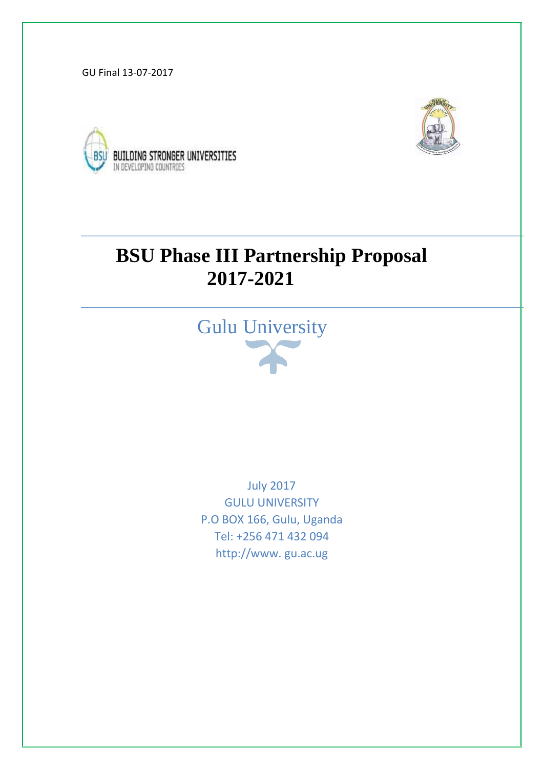GU Final 13-07-2017

BUILDING STRONGER UNIVERSITIES
IN DEVELOPING COUNTRIES

# BSU Phase III Partnership Proposal 2017-2021

## Gulu University

July 2017
GULU UNIVERSITY
P.O BOX 166, Gulu, Uganda
Tel: +256 471 432 094
http://www. gu.ac.ug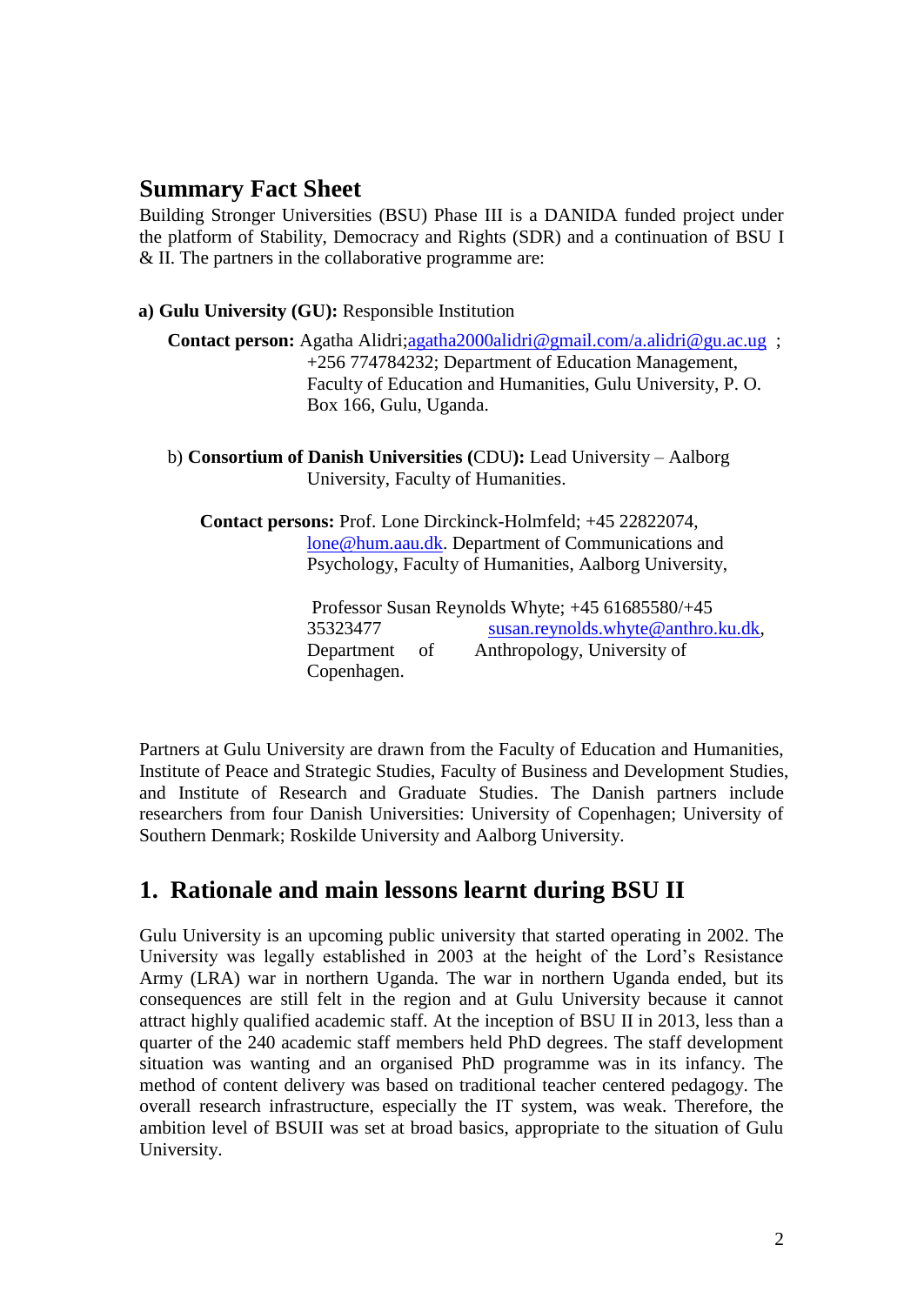## Summary Fact Sheet

Building Stronger Universities (BSU) Phase III is a DANIDA funded project under the platform of Stability, Democracy and Rights (SDR) and a continuation of BSU I & II. The partners in the collaborative programme are:

**a) Gulu University (GU):** Responsible Institution

**Contact person:** Agatha Alidri;agatha2000alidri@gmail.com/a.alidri@gu.ac.ug ; +256 774784232; Department of Education Management, Faculty of Education and Humanities, Gulu University, P. O. Box 166, Gulu, Uganda.

b) **Consortium of Danish Universities (**CDU**):** Lead University – Aalborg University, Faculty of Humanities.

**Contact persons:** Prof. Lone Dirckinck-Holmfeld; +45 22822074, lone@hum.aau.dk. Department of Communications and Psychology, Faculty of Humanities, Aalborg University,

Professor Susan Reynolds Whyte; +45 61685580/+45 35323477 susan.reynolds.whyte@anthro.ku.dk, Department of Anthropology, University of Copenhagen.

Partners at Gulu University are drawn from the Faculty of Education and Humanities, Institute of Peace and Strategic Studies, Faculty of Business and Development Studies, and Institute of Research and Graduate Studies. The Danish partners include researchers from four Danish Universities: University of Copenhagen; University of Southern Denmark; Roskilde University and Aalborg University.

## 1. Rationale and main lessons learnt during BSU II

Gulu University is an upcoming public university that started operating in 2002. The University was legally established in 2003 at the height of the Lord's Resistance Army (LRA) war in northern Uganda. The war in northern Uganda ended, but its consequences are still felt in the region and at Gulu University because it cannot attract highly qualified academic staff. At the inception of BSU II in 2013, less than a quarter of the 240 academic staff members held PhD degrees. The staff development situation was wanting and an organised PhD programme was in its infancy. The method of content delivery was based on traditional teacher centered pedagogy. The overall research infrastructure, especially the IT system, was weak. Therefore, the ambition level of BSUII was set at broad basics, appropriate to the situation of Gulu University.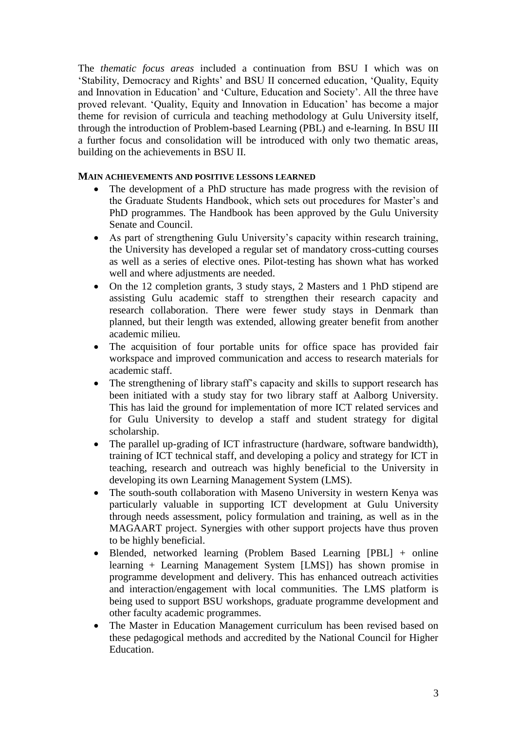The *thematic focus areas* included a continuation from BSU I which was on 'Stability, Democracy and Rights' and BSU II concerned education, 'Quality, Equity and Innovation in Education' and 'Culture, Education and Society'. All the three have proved relevant. 'Quality, Equity and Innovation in Education' has become a major theme for revision of curricula and teaching methodology at Gulu University itself, through the introduction of Problem-based Learning (PBL) and e-learning. In BSU III a further focus and consolidation will be introduced with only two thematic areas, building on the achievements in BSU II.

**MAIN ACHIEVEMENTS AND POSITIVE LESSONS LEARNED**

- The development of a PhD structure has made progress with the revision of the Graduate Students Handbook, which sets out procedures for Master's and PhD programmes. The Handbook has been approved by the Gulu University Senate and Council.
- As part of strengthening Gulu University's capacity within research training, the University has developed a regular set of mandatory cross-cutting courses as well as a series of elective ones. Pilot-testing has shown what has worked well and where adjustments are needed.
- On the 12 completion grants, 3 study stays, 2 Masters and 1 PhD stipend are assisting Gulu academic staff to strengthen their research capacity and research collaboration. There were fewer study stays in Denmark than planned, but their length was extended, allowing greater benefit from another academic milieu.
- The acquisition of four portable units for office space has provided fair workspace and improved communication and access to research materials for academic staff.
- The strengthening of library staff's capacity and skills to support research has been initiated with a study stay for two library staff at Aalborg University. This has laid the ground for implementation of more ICT related services and for Gulu University to develop a staff and student strategy for digital scholarship.
- The parallel up-grading of ICT infrastructure (hardware, software bandwidth), training of ICT technical staff, and developing a policy and strategy for ICT in teaching, research and outreach was highly beneficial to the University in developing its own Learning Management System (LMS).
- The south-south collaboration with Maseno University in western Kenya was particularly valuable in supporting ICT development at Gulu University through needs assessment, policy formulation and training, as well as in the MAGAART project. Synergies with other support projects have thus proven to be highly beneficial.
- Blended, networked learning (Problem Based Learning [PBL] + online learning + Learning Management System [LMS]) has shown promise in programme development and delivery. This has enhanced outreach activities and interaction/engagement with local communities. The LMS platform is being used to support BSU workshops, graduate programme development and other faculty academic programmes.
- The Master in Education Management curriculum has been revised based on these pedagogical methods and accredited by the National Council for Higher Education.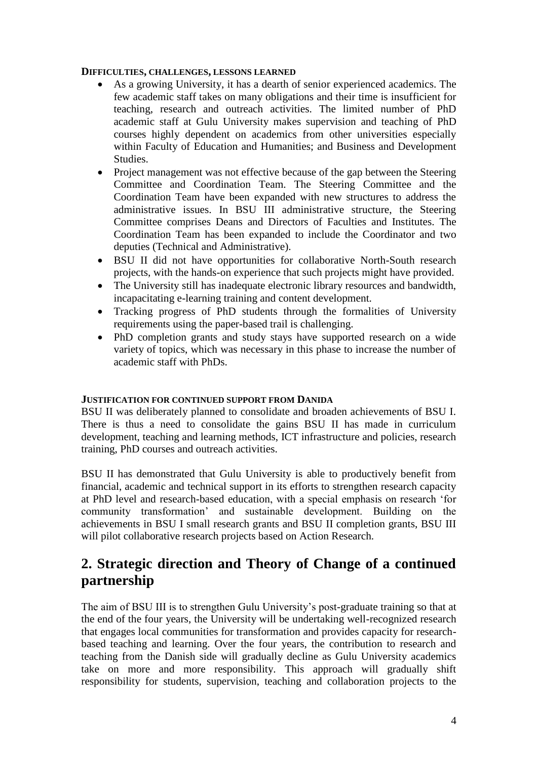#### DIFFICULTIES, CHALLENGES, LESSONS LEARNED

- As a growing University, it has a dearth of senior experienced academics. The few academic staff takes on many obligations and their time is insufficient for teaching, research and outreach activities. The limited number of PhD academic staff at Gulu University makes supervision and teaching of PhD courses highly dependent on academics from other universities especially within Faculty of Education and Humanities; and Business and Development Studies.
- Project management was not effective because of the gap between the Steering Committee and Coordination Team. The Steering Committee and the Coordination Team have been expanded with new structures to address the administrative issues. In BSU III administrative structure, the Steering Committee comprises Deans and Directors of Faculties and Institutes. The Coordination Team has been expanded to include the Coordinator and two deputies (Technical and Administrative).
- BSU II did not have opportunities for collaborative North-South research projects, with the hands-on experience that such projects might have provided.
- The University still has inadequate electronic library resources and bandwidth, incapacitating e-learning training and content development.
- Tracking progress of PhD students through the formalities of University requirements using the paper-based trail is challenging.
- PhD completion grants and study stays have supported research on a wide variety of topics, which was necessary in this phase to increase the number of academic staff with PhDs.

#### JUSTIFICATION FOR CONTINUED SUPPORT FROM DANIDA

BSU II was deliberately planned to consolidate and broaden achievements of BSU I. There is thus a need to consolidate the gains BSU II has made in curriculum development, teaching and learning methods, ICT infrastructure and policies, research training, PhD courses and outreach activities.

BSU II has demonstrated that Gulu University is able to productively benefit from financial, academic and technical support in its efforts to strengthen research capacity at PhD level and research-based education, with a special emphasis on research 'for community transformation' and sustainable development. Building on the achievements in BSU I small research grants and BSU II completion grants, BSU III will pilot collaborative research projects based on Action Research.

## 2. Strategic direction and Theory of Change of a continued partnership

The aim of BSU III is to strengthen Gulu University's post-graduate training so that at the end of the four years, the University will be undertaking well-recognized research that engages local communities for transformation and provides capacity for research-based teaching and learning. Over the four years, the contribution to research and teaching from the Danish side will gradually decline as Gulu University academics take on more and more responsibility. This approach will gradually shift responsibility for students, supervision, teaching and collaboration projects to the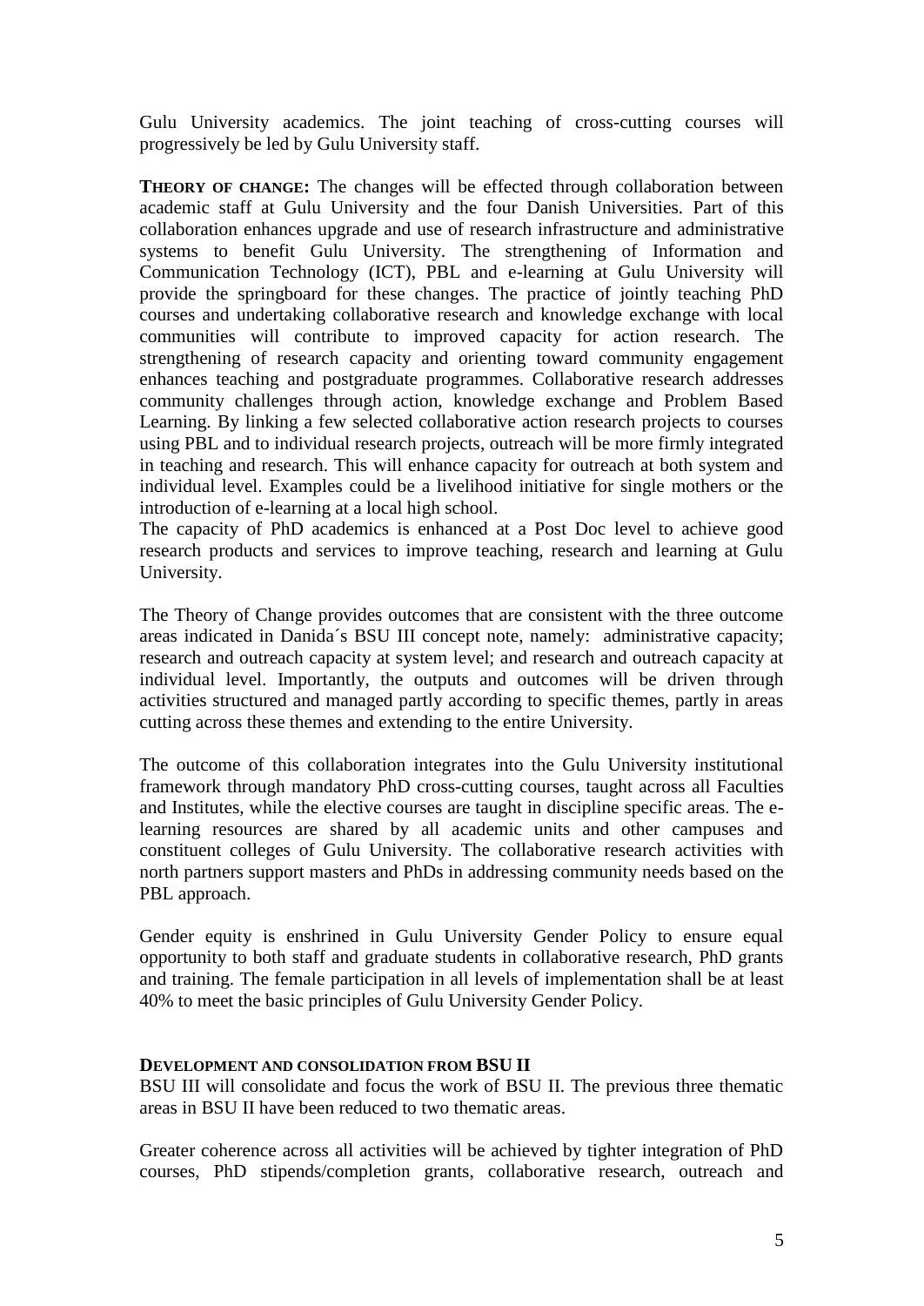Gulu University academics. The joint teaching of cross-cutting courses will progressively be led by Gulu University staff.

**THEORY OF CHANGE:** The changes will be effected through collaboration between academic staff at Gulu University and the four Danish Universities. Part of this collaboration enhances upgrade and use of research infrastructure and administrative systems to benefit Gulu University. The strengthening of Information and Communication Technology (ICT), PBL and e-learning at Gulu University will provide the springboard for these changes. The practice of jointly teaching PhD courses and undertaking collaborative research and knowledge exchange with local communities will contribute to improved capacity for action research. The strengthening of research capacity and orienting toward community engagement enhances teaching and postgraduate programmes. Collaborative research addresses community challenges through action, knowledge exchange and Problem Based Learning. By linking a few selected collaborative action research projects to courses using PBL and to individual research projects, outreach will be more firmly integrated in teaching and research. This will enhance capacity for outreach at both system and individual level. Examples could be a livelihood initiative for single mothers or the introduction of e-learning at a local high school.
The capacity of PhD academics is enhanced at a Post Doc level to achieve good research products and services to improve teaching, research and learning at Gulu University.

The Theory of Change provides outcomes that are consistent with the three outcome areas indicated in Danida´s BSU III concept note, namely: administrative capacity; research and outreach capacity at system level; and research and outreach capacity at individual level. Importantly, the outputs and outcomes will be driven through activities structured and managed partly according to specific themes, partly in areas cutting across these themes and extending to the entire University.

The outcome of this collaboration integrates into the Gulu University institutional framework through mandatory PhD cross-cutting courses, taught across all Faculties and Institutes, while the elective courses are taught in discipline specific areas. The e-learning resources are shared by all academic units and other campuses and constituent colleges of Gulu University. The collaborative research activities with north partners support masters and PhDs in addressing community needs based on the PBL approach.

Gender equity is enshrined in Gulu University Gender Policy to ensure equal opportunity to both staff and graduate students in collaborative research, PhD grants and training. The female participation in all levels of implementation shall be at least 40% to meet the basic principles of Gulu University Gender Policy.

**DEVELOPMENT AND CONSOLIDATION FROM BSU II**

BSU III will consolidate and focus the work of BSU II. The previous three thematic areas in BSU II have been reduced to two thematic areas.

Greater coherence across all activities will be achieved by tighter integration of PhD courses, PhD stipends/completion grants, collaborative research, outreach and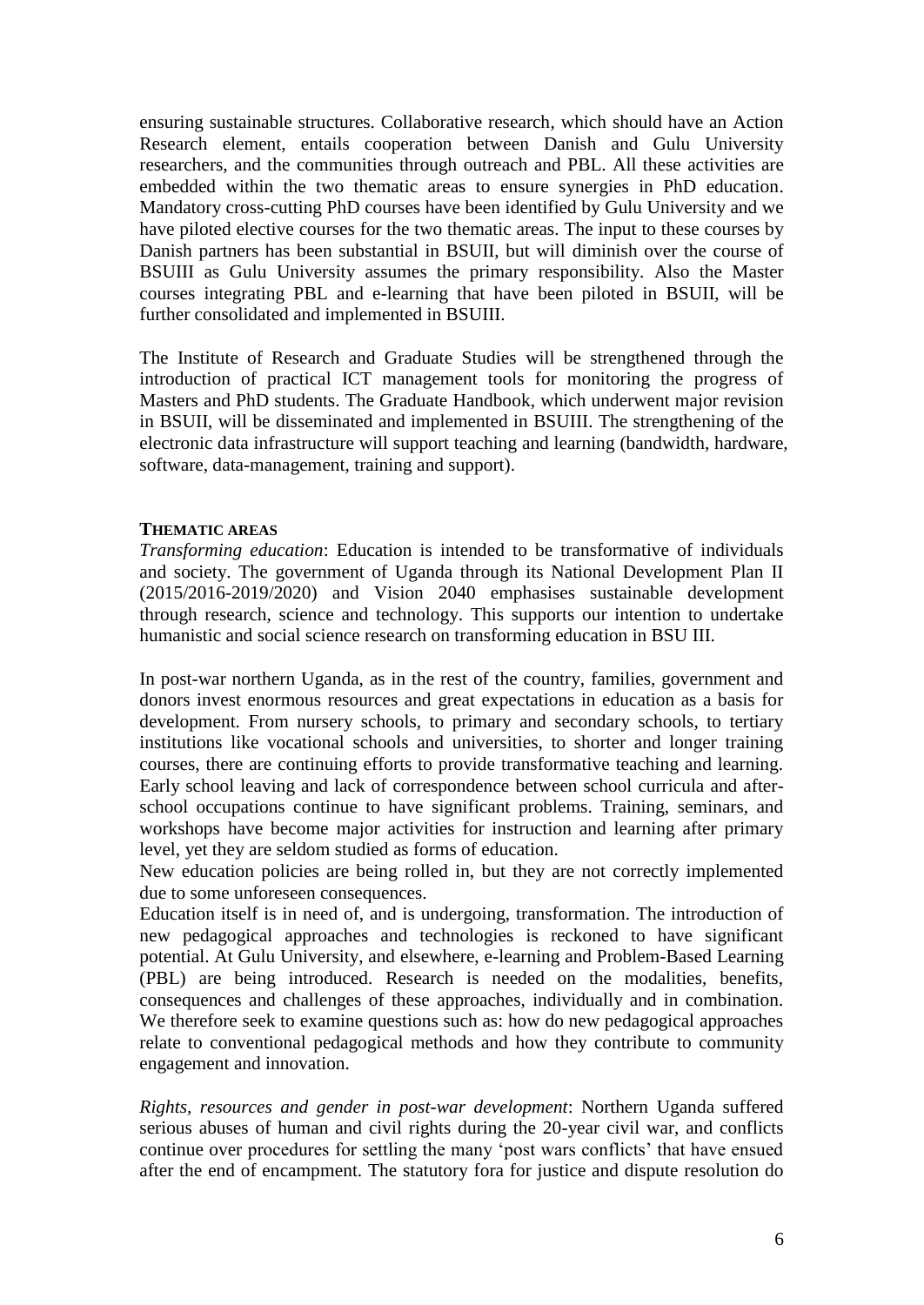ensuring sustainable structures. Collaborative research, which should have an Action Research element, entails cooperation between Danish and Gulu University researchers, and the communities through outreach and PBL. All these activities are embedded within the two thematic areas to ensure synergies in PhD education. Mandatory cross-cutting PhD courses have been identified by Gulu University and we have piloted elective courses for the two thematic areas. The input to these courses by Danish partners has been substantial in BSUII, but will diminish over the course of BSUIII as Gulu University assumes the primary responsibility. Also the Master courses integrating PBL and e-learning that have been piloted in BSUII, will be further consolidated and implemented in BSUIII.

The Institute of Research and Graduate Studies will be strengthened through the introduction of practical ICT management tools for monitoring the progress of Masters and PhD students. The Graduate Handbook, which underwent major revision in BSUII, will be disseminated and implemented in BSUIII. The strengthening of the electronic data infrastructure will support teaching and learning (bandwidth, hardware, software, data-management, training and support).

**THEMATIC AREAS**

*Transforming education*: Education is intended to be transformative of individuals and society. The government of Uganda through its National Development Plan II (2015/2016-2019/2020) and Vision 2040 emphasises sustainable development through research, science and technology. This supports our intention to undertake humanistic and social science research on transforming education in BSU III.

In post-war northern Uganda, as in the rest of the country, families, government and donors invest enormous resources and great expectations in education as a basis for development. From nursery schools, to primary and secondary schools, to tertiary institutions like vocational schools and universities, to shorter and longer training courses, there are continuing efforts to provide transformative teaching and learning. Early school leaving and lack of correspondence between school curricula and after-school occupations continue to have significant problems. Training, seminars, and workshops have become major activities for instruction and learning after primary level, yet they are seldom studied as forms of education.

New education policies are being rolled in, but they are not correctly implemented due to some unforeseen consequences.

Education itself is in need of, and is undergoing, transformation. The introduction of new pedagogical approaches and technologies is reckoned to have significant potential. At Gulu University, and elsewhere, e-learning and Problem-Based Learning (PBL) are being introduced. Research is needed on the modalities, benefits, consequences and challenges of these approaches, individually and in combination. We therefore seek to examine questions such as: how do new pedagogical approaches relate to conventional pedagogical methods and how they contribute to community engagement and innovation.

*Rights, resources and gender in post-war development*: Northern Uganda suffered serious abuses of human and civil rights during the 20-year civil war, and conflicts continue over procedures for settling the many 'post wars conflicts' that have ensued after the end of encampment. The statutory fora for justice and dispute resolution do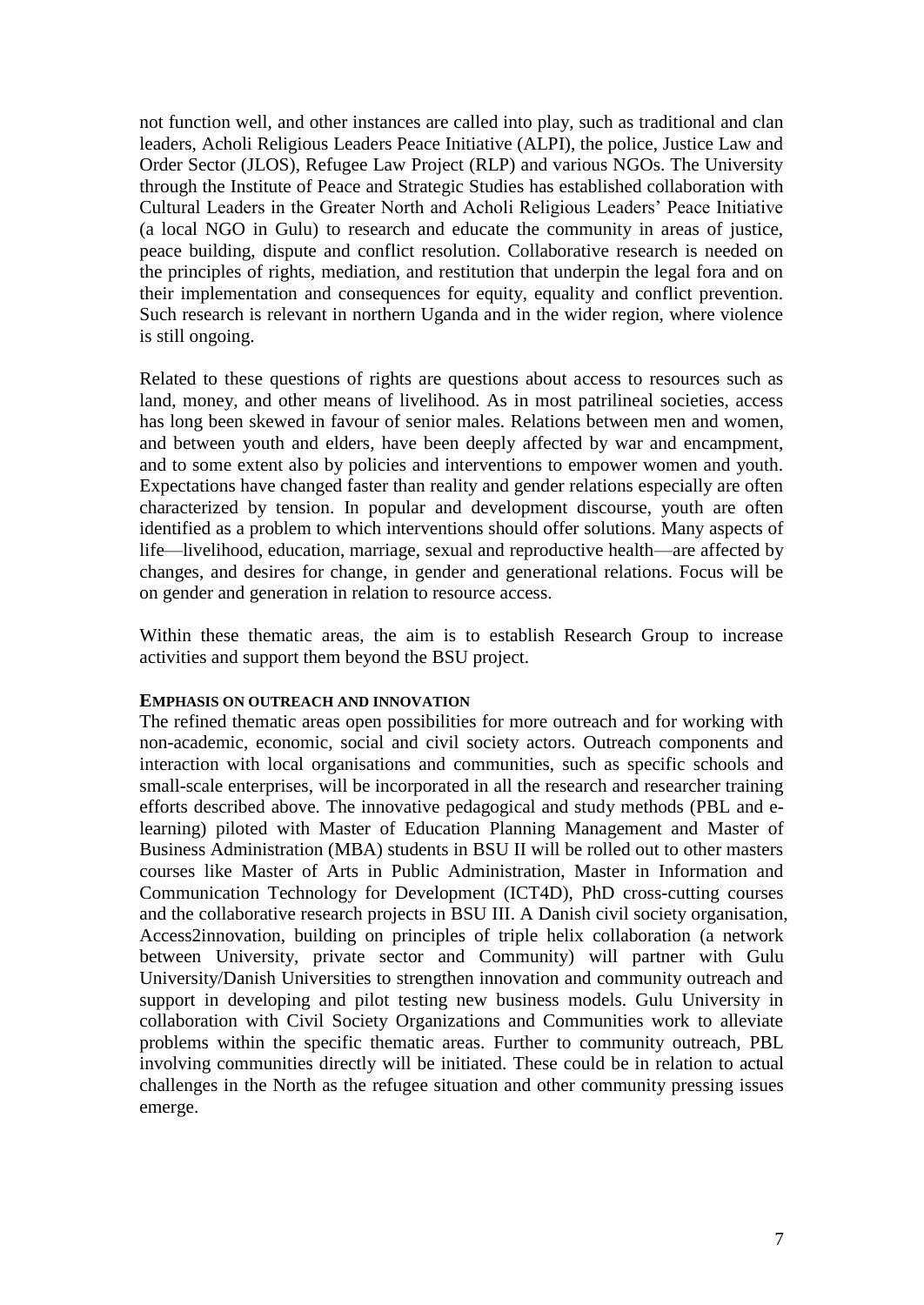not function well, and other instances are called into play, such as traditional and clan leaders, Acholi Religious Leaders Peace Initiative (ALPI), the police, Justice Law and Order Sector (JLOS), Refugee Law Project (RLP) and various NGOs. The University through the Institute of Peace and Strategic Studies has established collaboration with Cultural Leaders in the Greater North and Acholi Religious Leaders' Peace Initiative (a local NGO in Gulu) to research and educate the community in areas of justice, peace building, dispute and conflict resolution. Collaborative research is needed on the principles of rights, mediation, and restitution that underpin the legal fora and on their implementation and consequences for equity, equality and conflict prevention. Such research is relevant in northern Uganda and in the wider region, where violence is still ongoing.

Related to these questions of rights are questions about access to resources such as land, money, and other means of livelihood. As in most patrilineal societies, access has long been skewed in favour of senior males. Relations between men and women, and between youth and elders, have been deeply affected by war and encampment, and to some extent also by policies and interventions to empower women and youth. Expectations have changed faster than reality and gender relations especially are often characterized by tension. In popular and development discourse, youth are often identified as a problem to which interventions should offer solutions. Many aspects of life—livelihood, education, marriage, sexual and reproductive health—are affected by changes, and desires for change, in gender and generational relations. Focus will be on gender and generation in relation to resource access.

Within these thematic areas, the aim is to establish Research Group to increase activities and support them beyond the BSU project.

**EMPHASIS ON OUTREACH AND INNOVATION**

The refined thematic areas open possibilities for more outreach and for working with non-academic, economic, social and civil society actors. Outreach components and interaction with local organisations and communities, such as specific schools and small-scale enterprises, will be incorporated in all the research and researcher training efforts described above. The innovative pedagogical and study methods (PBL and e-learning) piloted with Master of Education Planning Management and Master of Business Administration (MBA) students in BSU II will be rolled out to other masters courses like Master of Arts in Public Administration, Master in Information and Communication Technology for Development (ICT4D), PhD cross-cutting courses and the collaborative research projects in BSU III. A Danish civil society organisation, Access2innovation, building on principles of triple helix collaboration (a network between University, private sector and Community) will partner with Gulu University/Danish Universities to strengthen innovation and community outreach and support in developing and pilot testing new business models. Gulu University in collaboration with Civil Society Organizations and Communities work to alleviate problems within the specific thematic areas. Further to community outreach, PBL involving communities directly will be initiated. These could be in relation to actual challenges in the North as the refugee situation and other community pressing issues emerge.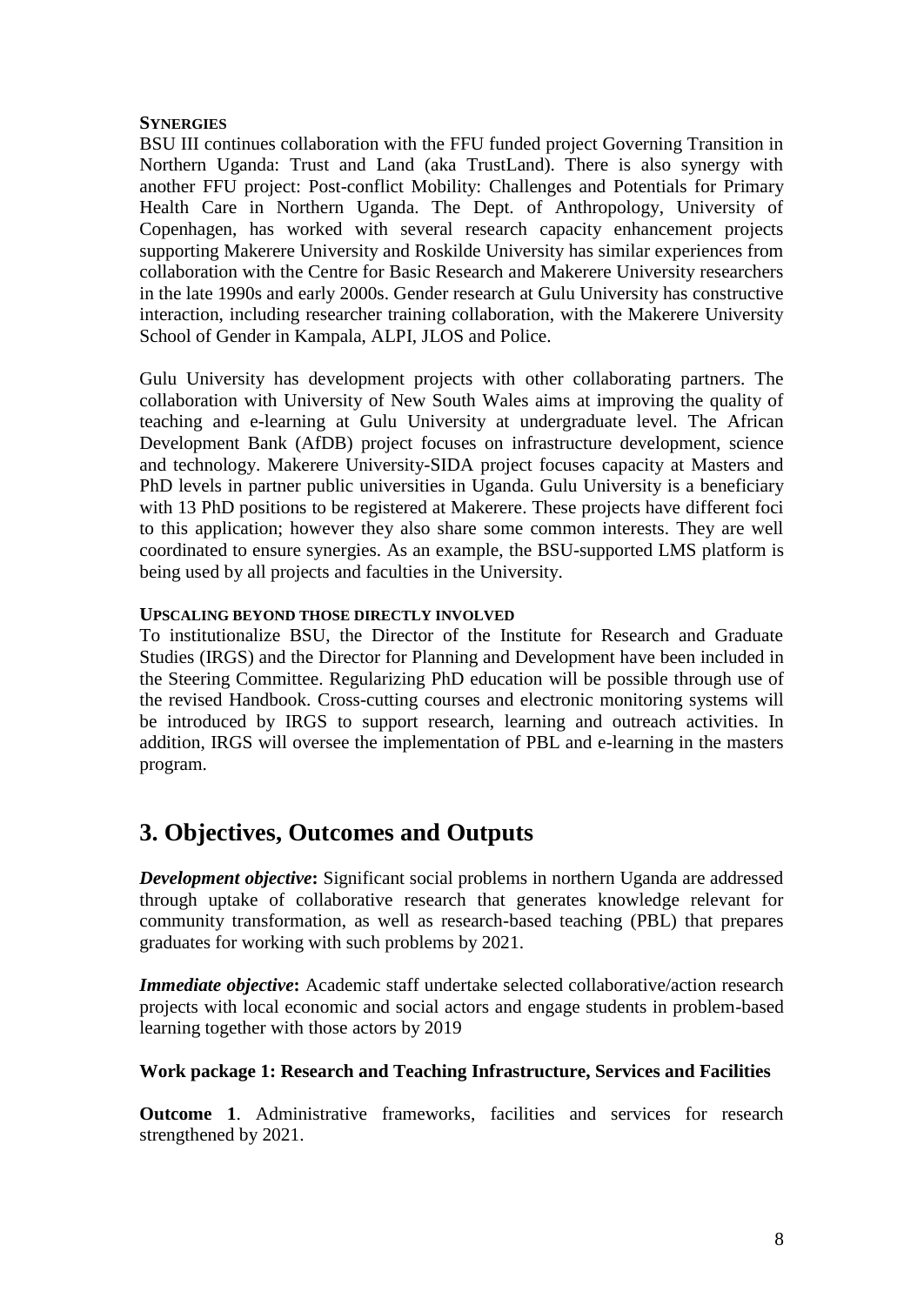#### SYNERGIES

BSU III continues collaboration with the FFU funded project Governing Transition in Northern Uganda: Trust and Land (aka TrustLand). There is also synergy with another FFU project: Post-conflict Mobility: Challenges and Potentials for Primary Health Care in Northern Uganda. The Dept. of Anthropology, University of Copenhagen, has worked with several research capacity enhancement projects supporting Makerere University and Roskilde University has similar experiences from collaboration with the Centre for Basic Research and Makerere University researchers in the late 1990s and early 2000s. Gender research at Gulu University has constructive interaction, including researcher training collaboration, with the Makerere University School of Gender in Kampala, ALPI, JLOS and Police.

Gulu University has development projects with other collaborating partners. The collaboration with University of New South Wales aims at improving the quality of teaching and e-learning at Gulu University at undergraduate level. The African Development Bank (AfDB) project focuses on infrastructure development, science and technology. Makerere University-SIDA project focuses capacity at Masters and PhD levels in partner public universities in Uganda. Gulu University is a beneficiary with 13 PhD positions to be registered at Makerere. These projects have different foci to this application; however they also share some common interests. They are well coordinated to ensure synergies. As an example, the BSU-supported LMS platform is being used by all projects and faculties in the University.

#### UPSCALING BEYOND THOSE DIRECTLY INVOLVED

To institutionalize BSU, the Director of the Institute for Research and Graduate Studies (IRGS) and the Director for Planning and Development have been included in the Steering Committee. Regularizing PhD education will be possible through use of the revised Handbook. Cross-cutting courses and electronic monitoring systems will be introduced by IRGS to support research, learning and outreach activities. In addition, IRGS will oversee the implementation of PBL and e-learning in the masters program.

## 3. Objectives, Outcomes and Outputs

***Development objective*:** Significant social problems in northern Uganda are addressed through uptake of collaborative research that generates knowledge relevant for community transformation, as well as research-based teaching (PBL) that prepares graduates for working with such problems by 2021.

***Immediate objective*:** Academic staff undertake selected collaborative/action research projects with local economic and social actors and engage students in problem-based learning together with those actors by 2019

**Work package 1: Research and Teaching Infrastructure, Services and Facilities**

**Outcome 1**. Administrative frameworks, facilities and services for research strengthened by 2021.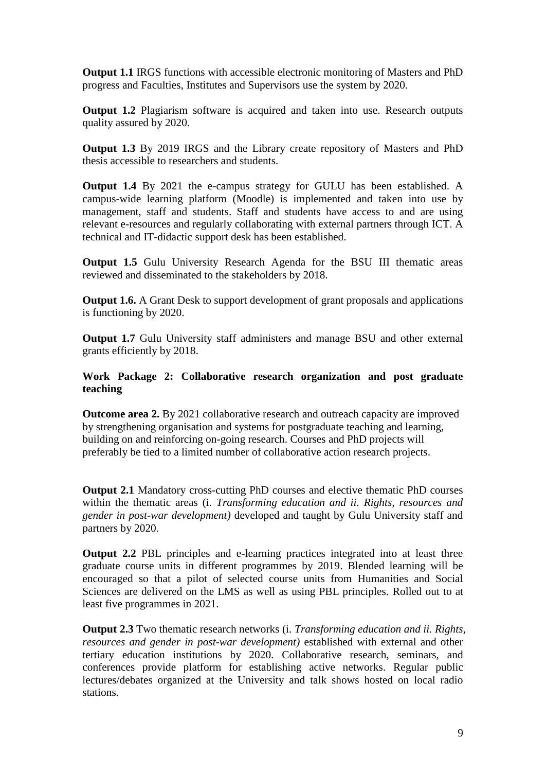**Output 1.1** IRGS functions with accessible electronic monitoring of Masters and PhD progress and Faculties, Institutes and Supervisors use the system by 2020.

**Output 1.2** Plagiarism software is acquired and taken into use. Research outputs quality assured by 2020.

**Output 1.3** By 2019 IRGS and the Library create repository of Masters and PhD thesis accessible to researchers and students.

**Output 1.4** By 2021 the e-campus strategy for GULU has been established. A campus-wide learning platform (Moodle) is implemented and taken into use by management, staff and students. Staff and students have access to and are using relevant e-resources and regularly collaborating with external partners through ICT. A technical and IT-didactic support desk has been established.

**Output 1.5** Gulu University Research Agenda for the BSU III thematic areas reviewed and disseminated to the stakeholders by 2018.

**Output 1.6.** A Grant Desk to support development of grant proposals and applications is functioning by 2020.

**Output 1.7** Gulu University staff administers and manage BSU and other external grants efficiently by 2018.

**Work Package 2: Collaborative research organization and post graduate teaching**

**Outcome area 2.** By 2021 collaborative research and outreach capacity are improved by strengthening organisation and systems for postgraduate teaching and learning, building on and reinforcing on-going research. Courses and PhD projects will preferably be tied to a limited number of collaborative action research projects.

**Output 2.1** Mandatory cross-cutting PhD courses and elective thematic PhD courses within the thematic areas (i. *Transforming education and ii. Rights, resources and gender in post-war development)* developed and taught by Gulu University staff and partners by 2020.

**Output 2.2** PBL principles and e-learning practices integrated into at least three graduate course units in different programmes by 2019. Blended learning will be encouraged so that a pilot of selected course units from Humanities and Social Sciences are delivered on the LMS as well as using PBL principles. Rolled out to at least five programmes in 2021.

**Output 2.3** Two thematic research networks (i. *Transforming education and ii. Rights, resources and gender in post-war development)* established with external and other tertiary education institutions by 2020. Collaborative research, seminars, and conferences provide platform for establishing active networks. Regular public lectures/debates organized at the University and talk shows hosted on local radio stations.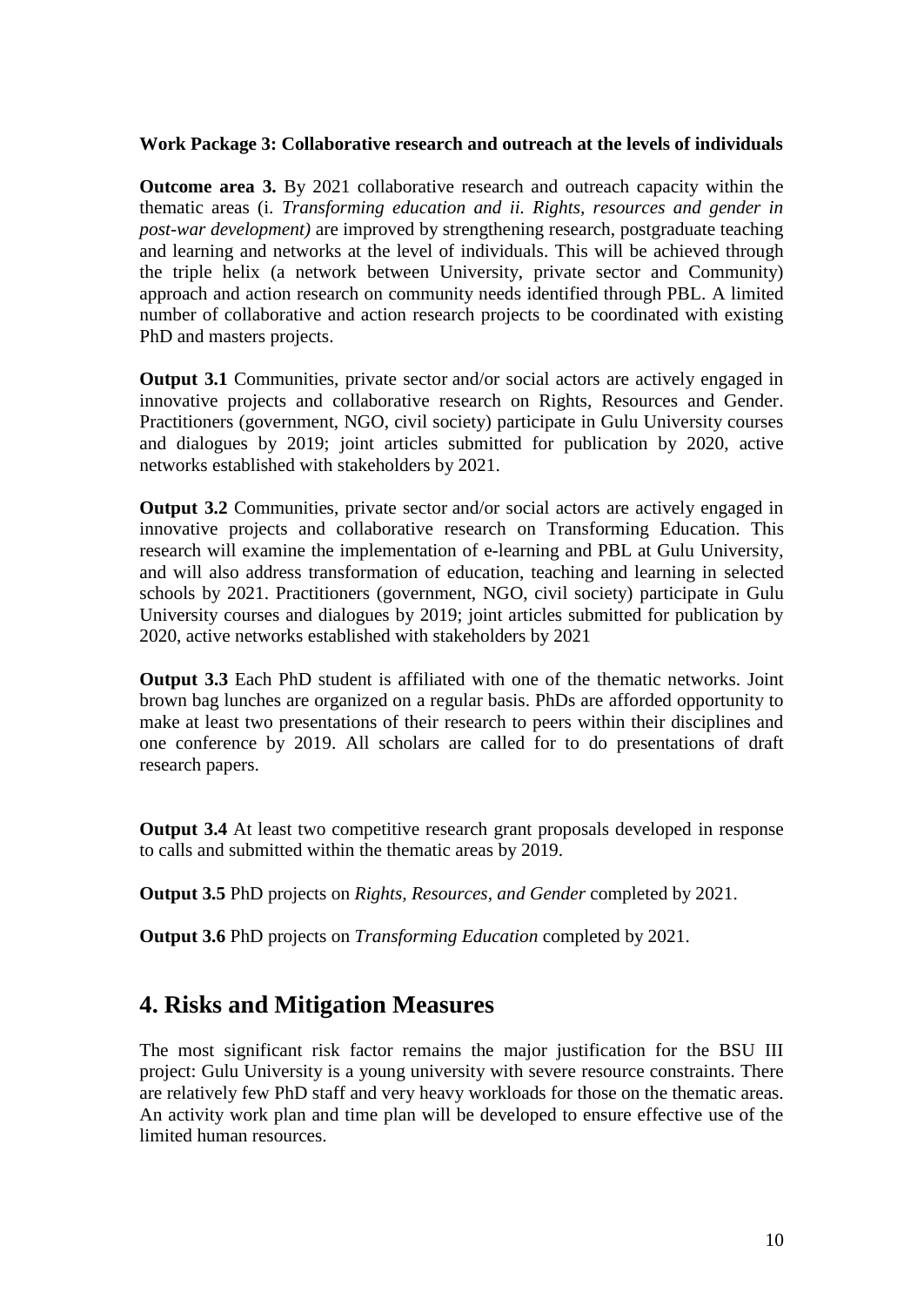**Work Package 3: Collaborative research and outreach at the levels of individuals**

**Outcome area 3.** By 2021 collaborative research and outreach capacity within the thematic areas (i. *Transforming education and ii. Rights, resources and gender in post-war development)* are improved by strengthening research, postgraduate teaching and learning and networks at the level of individuals. This will be achieved through the triple helix (a network between University, private sector and Community) approach and action research on community needs identified through PBL. A limited number of collaborative and action research projects to be coordinated with existing PhD and masters projects.

**Output 3.1** Communities, private sector and/or social actors are actively engaged in innovative projects and collaborative research on Rights, Resources and Gender. Practitioners (government, NGO, civil society) participate in Gulu University courses and dialogues by 2019; joint articles submitted for publication by 2020, active networks established with stakeholders by 2021.

**Output 3.2** Communities, private sector and/or social actors are actively engaged in innovative projects and collaborative research on Transforming Education. This research will examine the implementation of e-learning and PBL at Gulu University, and will also address transformation of education, teaching and learning in selected schools by 2021. Practitioners (government, NGO, civil society) participate in Gulu University courses and dialogues by 2019; joint articles submitted for publication by 2020, active networks established with stakeholders by 2021

**Output 3.3** Each PhD student is affiliated with one of the thematic networks. Joint brown bag lunches are organized on a regular basis. PhDs are afforded opportunity to make at least two presentations of their research to peers within their disciplines and one conference by 2019. All scholars are called for to do presentations of draft research papers.

**Output 3.4** At least two competitive research grant proposals developed in response to calls and submitted within the thematic areas by 2019.

**Output 3.5** PhD projects on *Rights, Resources, and Gender* completed by 2021.

**Output 3.6** PhD projects on *Transforming Education* completed by 2021.

## 4. Risks and Mitigation Measures

The most significant risk factor remains the major justification for the BSU III project: Gulu University is a young university with severe resource constraints. There are relatively few PhD staff and very heavy workloads for those on the thematic areas. An activity work plan and time plan will be developed to ensure effective use of the limited human resources.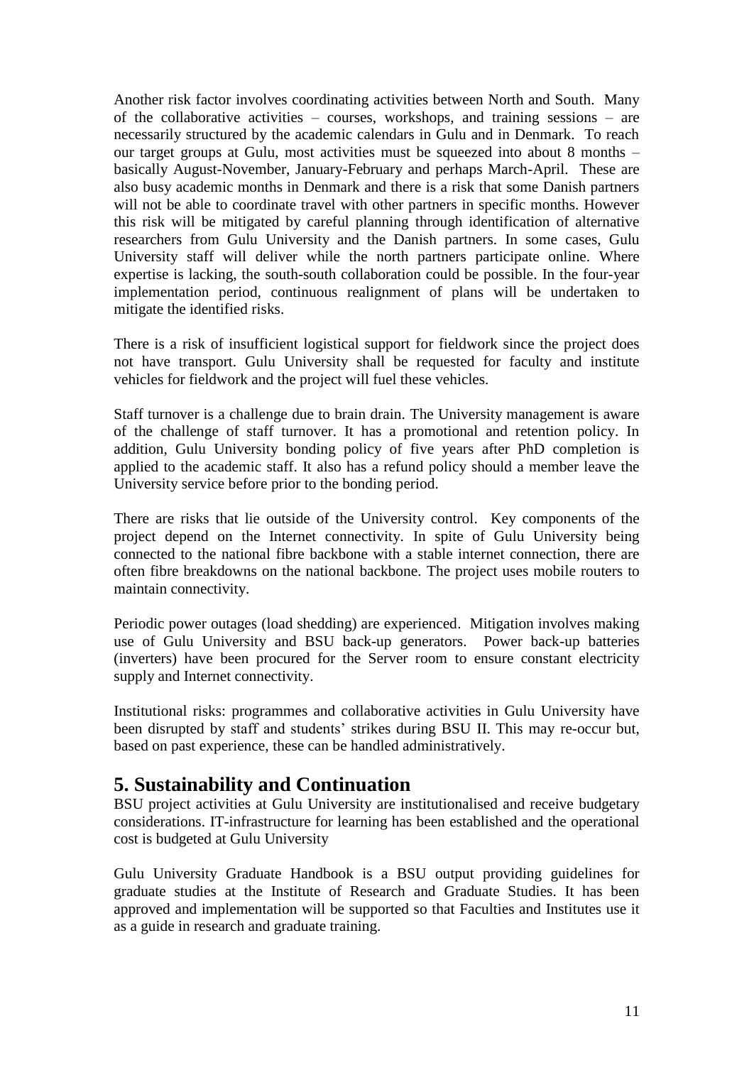Another risk factor involves coordinating activities between North and South. Many of the collaborative activities – courses, workshops, and training sessions – are necessarily structured by the academic calendars in Gulu and in Denmark. To reach our target groups at Gulu, most activities must be squeezed into about 8 months – basically August-November, January-February and perhaps March-April. These are also busy academic months in Denmark and there is a risk that some Danish partners will not be able to coordinate travel with other partners in specific months. However this risk will be mitigated by careful planning through identification of alternative researchers from Gulu University and the Danish partners. In some cases, Gulu University staff will deliver while the north partners participate online. Where expertise is lacking, the south-south collaboration could be possible. In the four-year implementation period, continuous realignment of plans will be undertaken to mitigate the identified risks.

There is a risk of insufficient logistical support for fieldwork since the project does not have transport. Gulu University shall be requested for faculty and institute vehicles for fieldwork and the project will fuel these vehicles.

Staff turnover is a challenge due to brain drain. The University management is aware of the challenge of staff turnover. It has a promotional and retention policy. In addition, Gulu University bonding policy of five years after PhD completion is applied to the academic staff. It also has a refund policy should a member leave the University service before prior to the bonding period.

There are risks that lie outside of the University control. Key components of the project depend on the Internet connectivity. In spite of Gulu University being connected to the national fibre backbone with a stable internet connection, there are often fibre breakdowns on the national backbone. The project uses mobile routers to maintain connectivity.

Periodic power outages (load shedding) are experienced. Mitigation involves making use of Gulu University and BSU back-up generators. Power back-up batteries (inverters) have been procured for the Server room to ensure constant electricity supply and Internet connectivity.

Institutional risks: programmes and collaborative activities in Gulu University have been disrupted by staff and students' strikes during BSU II. This may re-occur but, based on past experience, these can be handled administratively.

## 5. Sustainability and Continuation

BSU project activities at Gulu University are institutionalised and receive budgetary considerations. IT-infrastructure for learning has been established and the operational cost is budgeted at Gulu University

Gulu University Graduate Handbook is a BSU output providing guidelines for graduate studies at the Institute of Research and Graduate Studies. It has been approved and implementation will be supported so that Faculties and Institutes use it as a guide in research and graduate training.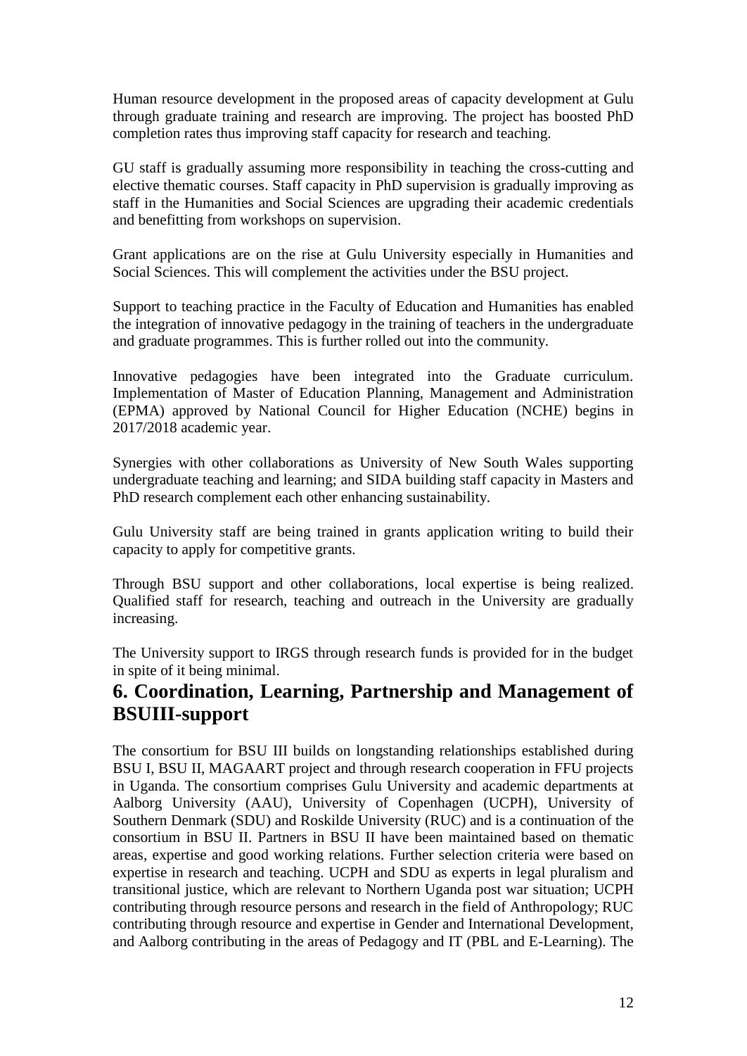Human resource development in the proposed areas of capacity development at Gulu through graduate training and research are improving. The project has boosted PhD completion rates thus improving staff capacity for research and teaching.

GU staff is gradually assuming more responsibility in teaching the cross-cutting and elective thematic courses. Staff capacity in PhD supervision is gradually improving as staff in the Humanities and Social Sciences are upgrading their academic credentials and benefitting from workshops on supervision.

Grant applications are on the rise at Gulu University especially in Humanities and Social Sciences. This will complement the activities under the BSU project.

Support to teaching practice in the Faculty of Education and Humanities has enabled the integration of innovative pedagogy in the training of teachers in the undergraduate and graduate programmes. This is further rolled out into the community.

Innovative pedagogies have been integrated into the Graduate curriculum. Implementation of Master of Education Planning, Management and Administration (EPMA) approved by National Council for Higher Education (NCHE) begins in 2017/2018 academic year.

Synergies with other collaborations as University of New South Wales supporting undergraduate teaching and learning; and SIDA building staff capacity in Masters and PhD research complement each other enhancing sustainability.

Gulu University staff are being trained in grants application writing to build their capacity to apply for competitive grants.

Through BSU support and other collaborations, local expertise is being realized. Qualified staff for research, teaching and outreach in the University are gradually increasing.

The University support to IRGS through research funds is provided for in the budget in spite of it being minimal.

## 6. Coordination, Learning, Partnership and Management of BSUIII-support

The consortium for BSU III builds on longstanding relationships established during BSU I, BSU II, MAGAART project and through research cooperation in FFU projects in Uganda. The consortium comprises Gulu University and academic departments at Aalborg University (AAU), University of Copenhagen (UCPH), University of Southern Denmark (SDU) and Roskilde University (RUC) and is a continuation of the consortium in BSU II. Partners in BSU II have been maintained based on thematic areas, expertise and good working relations. Further selection criteria were based on expertise in research and teaching. UCPH and SDU as experts in legal pluralism and transitional justice, which are relevant to Northern Uganda post war situation; UCPH contributing through resource persons and research in the field of Anthropology; RUC contributing through resource and expertise in Gender and International Development, and Aalborg contributing in the areas of Pedagogy and IT (PBL and E-Learning). The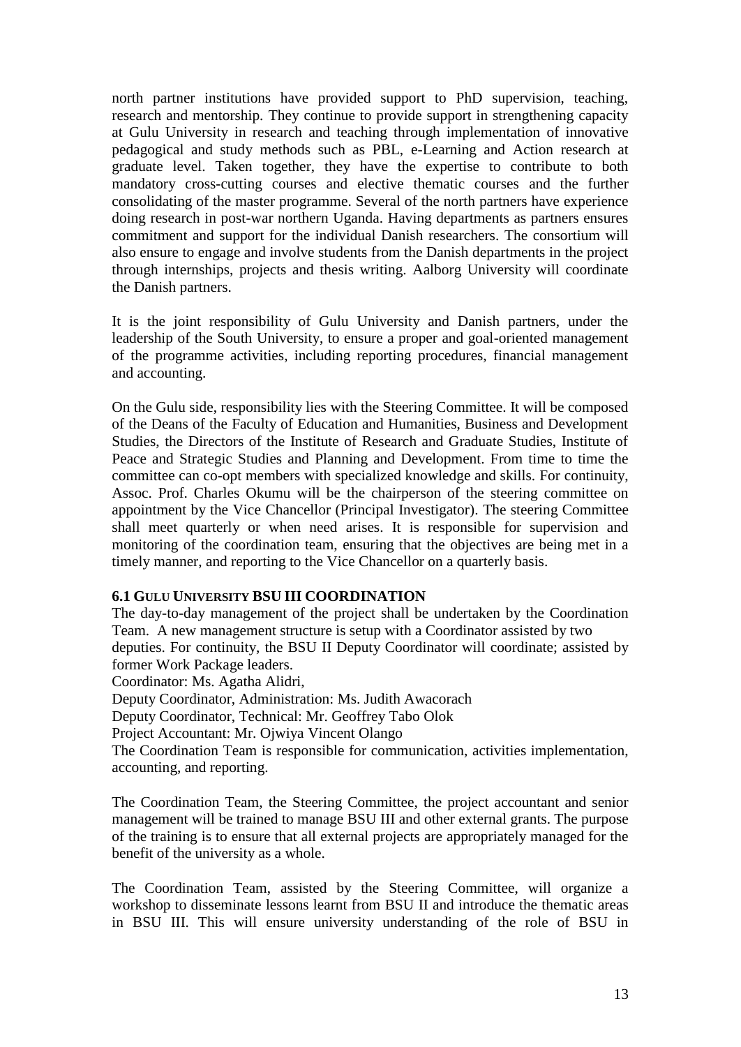north partner institutions have provided support to PhD supervision, teaching, research and mentorship. They continue to provide support in strengthening capacity at Gulu University in research and teaching through implementation of innovative pedagogical and study methods such as PBL, e-Learning and Action research at graduate level. Taken together, they have the expertise to contribute to both mandatory cross-cutting courses and elective thematic courses and the further consolidating of the master programme. Several of the north partners have experience doing research in post-war northern Uganda. Having departments as partners ensures commitment and support for the individual Danish researchers. The consortium will also ensure to engage and involve students from the Danish departments in the project through internships, projects and thesis writing. Aalborg University will coordinate the Danish partners.

It is the joint responsibility of Gulu University and Danish partners, under the leadership of the South University, to ensure a proper and goal-oriented management of the programme activities, including reporting procedures, financial management and accounting.

On the Gulu side, responsibility lies with the Steering Committee. It will be composed of the Deans of the Faculty of Education and Humanities, Business and Development Studies, the Directors of the Institute of Research and Graduate Studies, Institute of Peace and Strategic Studies and Planning and Development. From time to time the committee can co-opt members with specialized knowledge and skills. For continuity, Assoc. Prof. Charles Okumu will be the chairperson of the steering committee on appointment by the Vice Chancellor (Principal Investigator). The steering Committee shall meet quarterly or when need arises. It is responsible for supervision and monitoring of the coordination team, ensuring that the objectives are being met in a timely manner, and reporting to the Vice Chancellor on a quarterly basis.

### 6.1 Gulu University BSU III Coordination

The day-to-day management of the project shall be undertaken by the Coordination Team. A new management structure is setup with a Coordinator assisted by two deputies. For continuity, the BSU II Deputy Coordinator will coordinate; assisted by former Work Package leaders.

Coordinator: Ms. Agatha Alidri,
Deputy Coordinator, Administration: Ms. Judith Awacorach
Deputy Coordinator, Technical: Mr. Geoffrey Tabo Olok
Project Accountant: Mr. Ojwiya Vincent Olango
The Coordination Team is responsible for communication, activities implementation, accounting, and reporting.

The Coordination Team, the Steering Committee, the project accountant and senior management will be trained to manage BSU III and other external grants. The purpose of the training is to ensure that all external projects are appropriately managed for the benefit of the university as a whole.

The Coordination Team, assisted by the Steering Committee, will organize a workshop to disseminate lessons learnt from BSU II and introduce the thematic areas in BSU III. This will ensure university understanding of the role of BSU in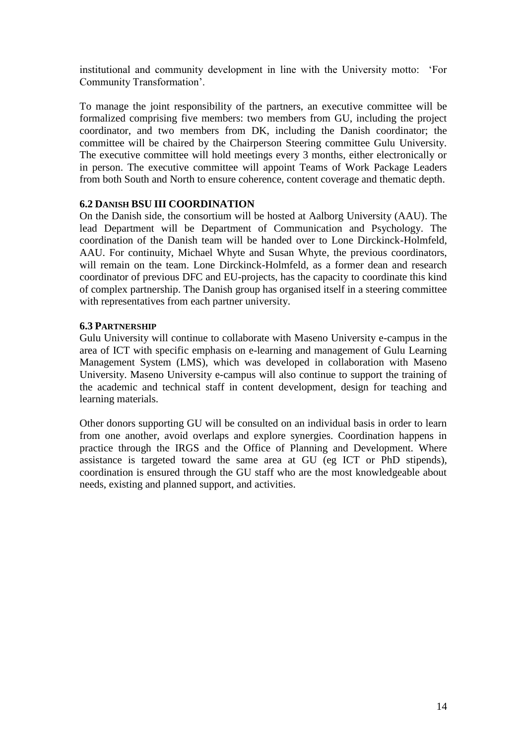institutional and community development in line with the University motto: 'For Community Transformation'.

To manage the joint responsibility of the partners, an executive committee will be formalized comprising five members: two members from GU, including the project coordinator, and two members from DK, including the Danish coordinator; the committee will be chaired by the Chairperson Steering committee Gulu University. The executive committee will hold meetings every 3 months, either electronically or in person. The executive committee will appoint Teams of Work Package Leaders from both South and North to ensure coherence, content coverage and thematic depth.

### 6.2 Danish BSU III Coordination

On the Danish side, the consortium will be hosted at Aalborg University (AAU). The lead Department will be Department of Communication and Psychology. The coordination of the Danish team will be handed over to Lone Dirckinck-Holmfeld, AAU. For continuity, Michael Whyte and Susan Whyte, the previous coordinators, will remain on the team. Lone Dirckinck-Holmfeld, as a former dean and research coordinator of previous DFC and EU-projects, has the capacity to coordinate this kind of complex partnership. The Danish group has organised itself in a steering committee with representatives from each partner university.

### 6.3 Partnership

Gulu University will continue to collaborate with Maseno University e-campus in the area of ICT with specific emphasis on e-learning and management of Gulu Learning Management System (LMS), which was developed in collaboration with Maseno University. Maseno University e-campus will also continue to support the training of the academic and technical staff in content development, design for teaching and learning materials.

Other donors supporting GU will be consulted on an individual basis in order to learn from one another, avoid overlaps and explore synergies. Coordination happens in practice through the IRGS and the Office of Planning and Development. Where assistance is targeted toward the same area at GU (eg ICT or PhD stipends), coordination is ensured through the GU staff who are the most knowledgeable about needs, existing and planned support, and activities.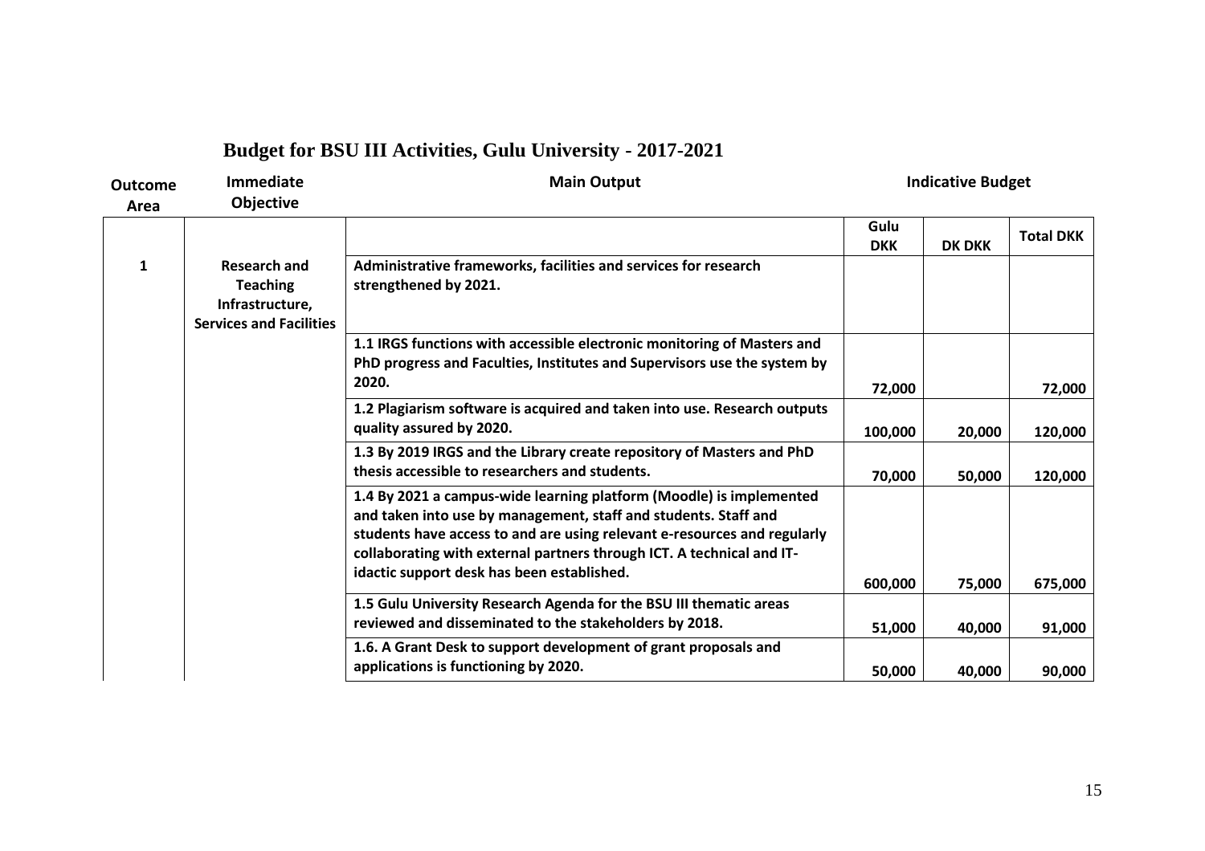# Budget for BSU III Activities, Gulu University - 2017-2021

| Outcome Area | Immediate Objective | Main Output | Indicative Budget | | |
|---|---|---|---|---|---|
| | | | Gulu DKK | DK DKK | Total DKK |
| 1 | Research and Teaching Infrastructure, Services and Facilities | Administrative frameworks, facilities and services for research strengthened by 2021. | | | |
| | | 1.1 IRGS functions with accessible electronic monitoring of Masters and PhD progress and Faculties, Institutes and Supervisors use the system by 2020. | 72,000 | | 72,000 |
| | | 1.2 Plagiarism software is acquired and taken into use. Research outputs quality assured by 2020. | 100,000 | 20,000 | 120,000 |
| | | 1.3 By 2019 IRGS and the Library create repository of Masters and PhD thesis accessible to researchers and students. | 70,000 | 50,000 | 120,000 |
| | | 1.4 By 2021 a campus-wide learning platform (Moodle) is implemented and taken into use by management, staff and students. Staff and students have access to and are using relevant e-resources and regularly collaborating with external partners through ICT. A technical and IT-idactic support desk has been established. | 600,000 | 75,000 | 675,000 |
| | | 1.5 Gulu University Research Agenda for the BSU III thematic areas reviewed and disseminated to the stakeholders by 2018. | 51,000 | 40,000 | 91,000 |
| | | 1.6. A Grant Desk to support development of grant proposals and applications is functioning by 2020. | 50,000 | 40,000 | 90,000 |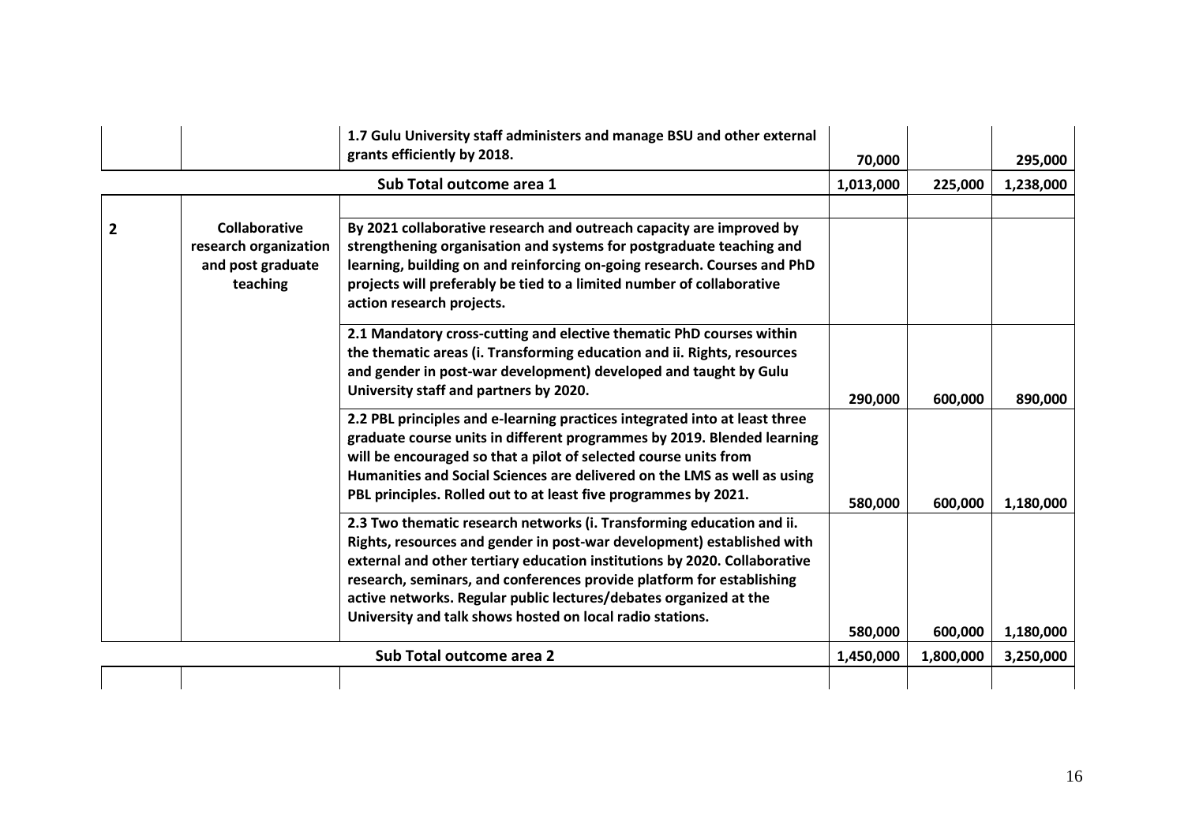|  |  |  |  |  |  |
|---|---|---|---|---|---|
|  |  | **1.7 Gulu University staff administers and manage BSU and other external grants efficiently by 2018.** | **70,000** |  | **295,000** |
| **Sub Total outcome area 1** |  |  | **1,013,000** | **225,000** | **1,238,000** |
|  |  |  |  |  |  |
| **2** | **Collaborative research organization and post graduate teaching** | **By 2021 collaborative research and outreach capacity are improved by strengthening organisation and systems for postgraduate teaching and learning, building on and reinforcing on-going research. Courses and PhD projects will preferably be tied to a limited number of collaborative action research projects.** |  |  |  |
|  |  | **2.1 Mandatory cross-cutting and elective thematic PhD courses within the thematic areas (i. Transforming education and ii. Rights, resources and gender in post-war development) developed and taught by Gulu University staff and partners by 2020.** | **290,000** | **600,000** | **890,000** |
|  |  | **2.2 PBL principles and e-learning practices integrated into at least three graduate course units in different programmes by 2019. Blended learning will be encouraged so that a pilot of selected course units from Humanities and Social Sciences are delivered on the LMS as well as using PBL principles. Rolled out to at least five programmes by 2021.** | **580,000** | **600,000** | **1,180,000** |
|  |  | **2.3 Two thematic research networks (i. Transforming education and ii. Rights, resources and gender in post-war development) established with external and other tertiary education institutions by 2020. Collaborative research, seminars, and conferences provide platform for establishing active networks. Regular public lectures/debates organized at the University and talk shows hosted on local radio stations.** | **580,000** | **600,000** | **1,180,000** |
| **Sub Total outcome area 2** |  |  | **1,450,000** | **1,800,000** | **3,250,000** |
|  |  |  |  |  |  |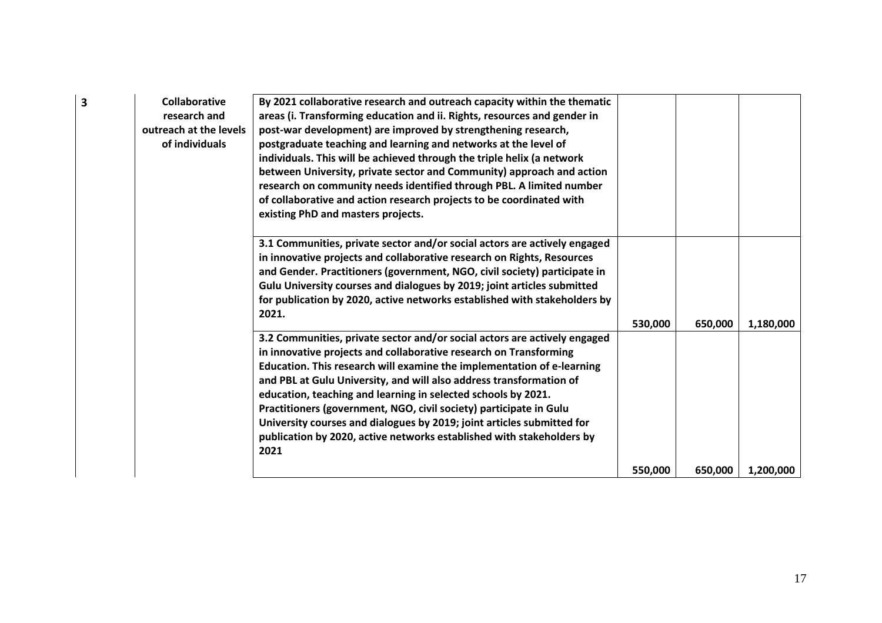| 3 | Collaborative research and outreach at the levels of individuals | By 2021 collaborative research and outreach capacity within the thematic areas (i. Transforming education and ii. Rights, resources and gender in post-war development) are improved by strengthening research, postgraduate teaching and learning and networks at the level of individuals. This will be achieved through the triple helix (a network between University, private sector and Community) approach and action research on community needs identified through PBL. A limited number of collaborative and action research projects to be coordinated with existing PhD and masters projects. | | | |
|---|---|---|---|---|---|
| | | 3.1 Communities, private sector and/or social actors are actively engaged in innovative projects and collaborative research on Rights, Resources and Gender. Practitioners (government, NGO, civil society) participate in Gulu University courses and dialogues by 2019; joint articles submitted for publication by 2020, active networks established with stakeholders by 2021. | 530,000 | 650,000 | 1,180,000 |
| | | 3.2 Communities, private sector and/or social actors are actively engaged in innovative projects and collaborative research on Transforming Education. This research will examine the implementation of e-learning and PBL at Gulu University, and will also address transformation of education, teaching and learning in selected schools by 2021. Practitioners (government, NGO, civil society) participate in Gulu University courses and dialogues by 2019; joint articles submitted for publication by 2020, active networks established with stakeholders by 2021 | 550,000 | 650,000 | 1,200,000 |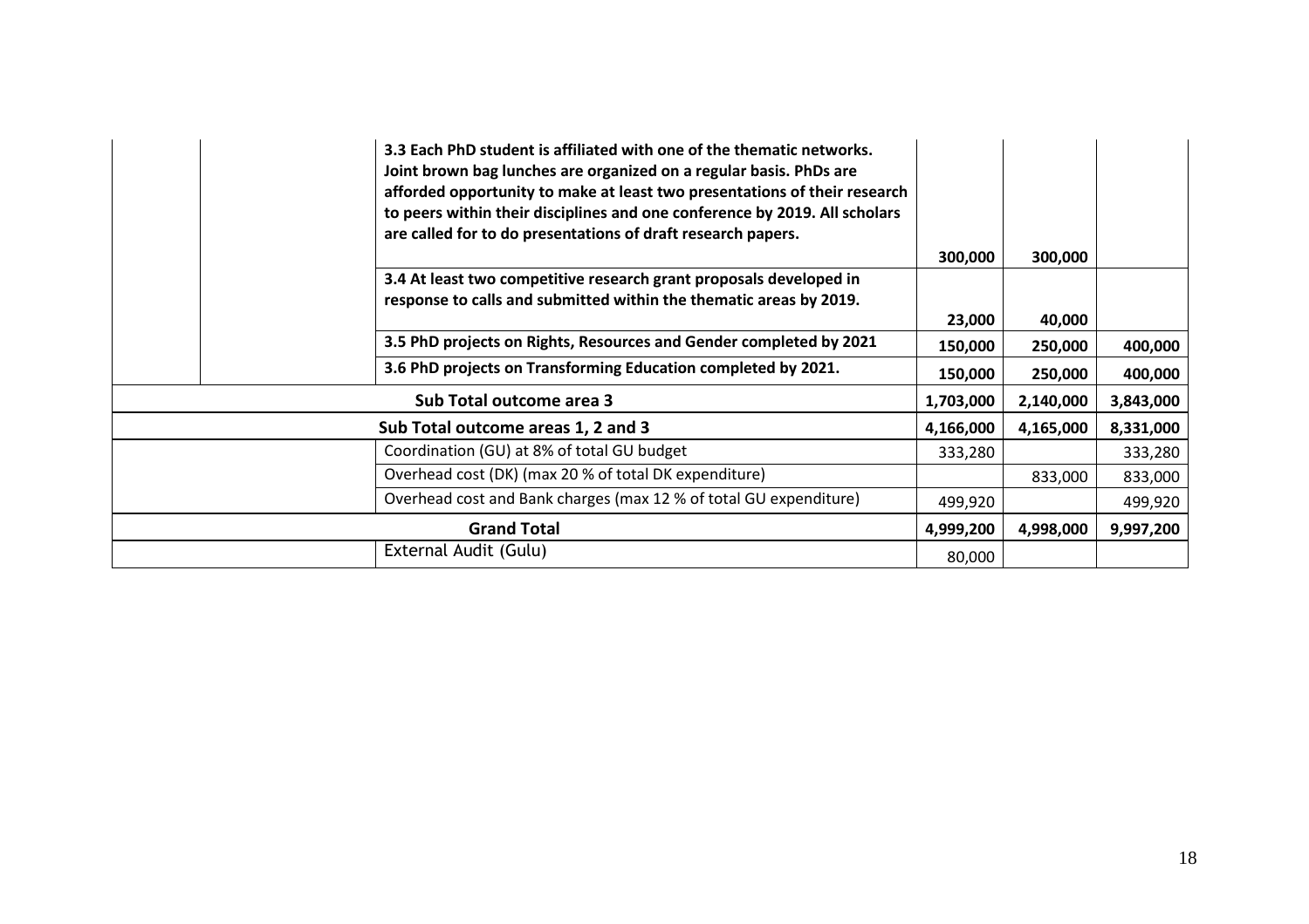| | | | | | |
|---|---|---|---|---|---|
| | | **3.3 Each PhD student is affiliated with one of the thematic networks. Joint brown bag lunches are organized on a regular basis. PhDs are afforded opportunity to make at least two presentations of their research to peers within their disciplines and one conference by 2019. All scholars are called for to do presentations of draft research papers.** | **300,000** | **300,000** | |
| | | **3.4 At least two competitive research grant proposals developed in response to calls and submitted within the thematic areas by 2019.** | **23,000** | **40,000** | |
| | | **3.5 PhD projects on Rights, Resources and Gender completed by 2021** | **150,000** | **250,000** | **400,000** |
| | | **3.6 PhD projects on Transforming Education completed by 2021.** | **150,000** | **250,000** | **400,000** |
| | | **Sub Total outcome area 3** | **1,703,000** | **2,140,000** | **3,843,000** |
| | | **Sub Total outcome areas 1, 2 and 3** | **4,166,000** | **4,165,000** | **8,331,000** |
| | | Coordination (GU) at 8% of total GU budget | 333,280 | | 333,280 |
| | | Overhead cost (DK) (max 20 % of total DK expenditure) | | 833,000 | 833,000 |
| | | Overhead cost and Bank charges (max 12 % of total GU expenditure) | 499,920 | | 499,920 |
| | | **Grand Total** | **4,999,200** | **4,998,000** | **9,997,200** |
| | | External Audit (Gulu) | 80,000 | | |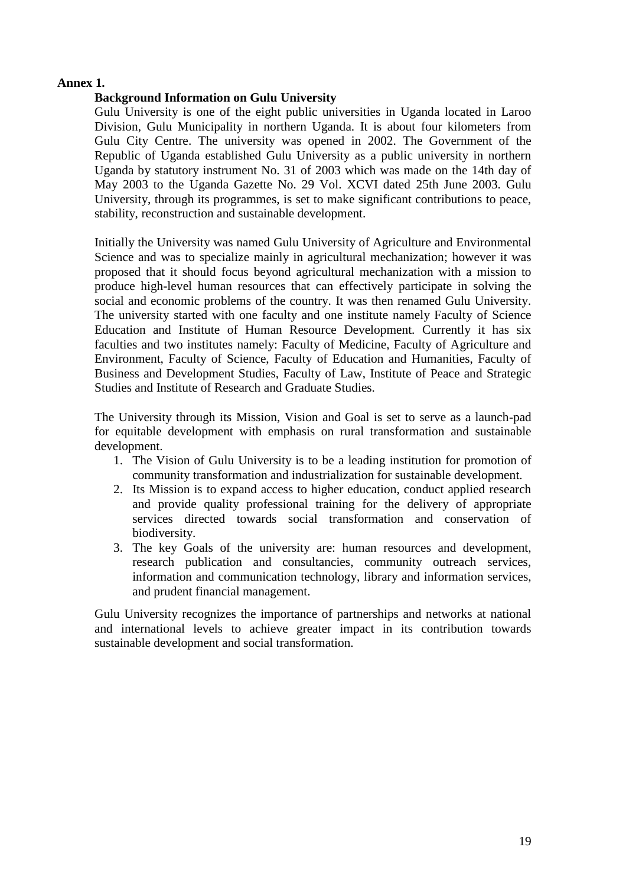**Annex 1.**

## Background Information on Gulu University

Gulu University is one of the eight public universities in Uganda located in Laroo Division, Gulu Municipality in northern Uganda. It is about four kilometers from Gulu City Centre. The university was opened in 2002. The Government of the Republic of Uganda established Gulu University as a public university in northern Uganda by statutory instrument No. 31 of 2003 which was made on the 14th day of May 2003 to the Uganda Gazette No. 29 Vol. XCVI dated 25th June 2003. Gulu University, through its programmes, is set to make significant contributions to peace, stability, reconstruction and sustainable development.

Initially the University was named Gulu University of Agriculture and Environmental Science and was to specialize mainly in agricultural mechanization; however it was proposed that it should focus beyond agricultural mechanization with a mission to produce high-level human resources that can effectively participate in solving the social and economic problems of the country. It was then renamed Gulu University. The university started with one faculty and one institute namely Faculty of Science Education and Institute of Human Resource Development. Currently it has six faculties and two institutes namely: Faculty of Medicine, Faculty of Agriculture and Environment, Faculty of Science, Faculty of Education and Humanities, Faculty of Business and Development Studies, Faculty of Law, Institute of Peace and Strategic Studies and Institute of Research and Graduate Studies.

The University through its Mission, Vision and Goal is set to serve as a launch-pad for equitable development with emphasis on rural transformation and sustainable development.

1. The Vision of Gulu University is to be a leading institution for promotion of community transformation and industrialization for sustainable development.
2. Its Mission is to expand access to higher education, conduct applied research and provide quality professional training for the delivery of appropriate services directed towards social transformation and conservation of biodiversity.
3. The key Goals of the university are: human resources and development, research publication and consultancies, community outreach services, information and communication technology, library and information services, and prudent financial management.

Gulu University recognizes the importance of partnerships and networks at national and international levels to achieve greater impact in its contribution towards sustainable development and social transformation.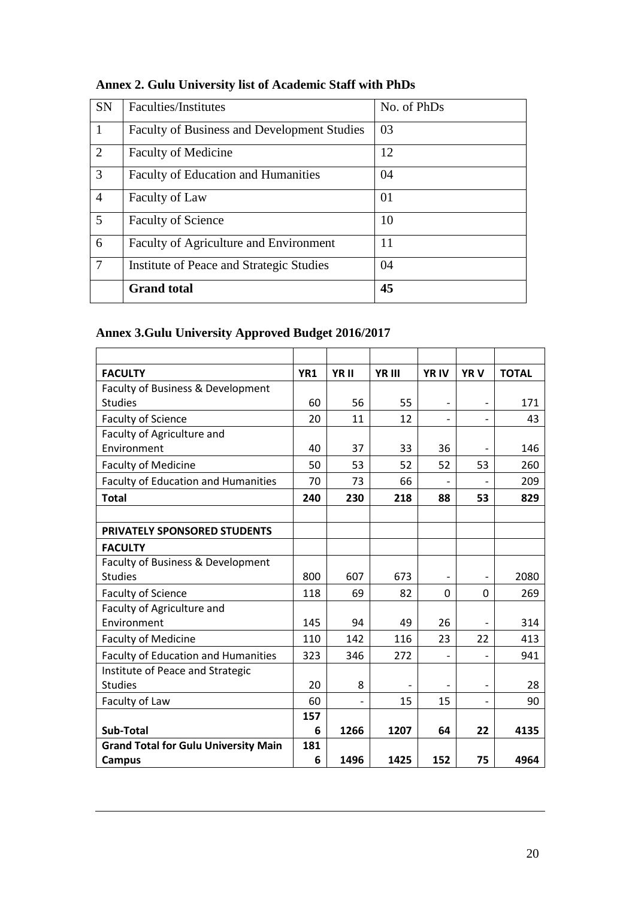**Annex 2. Gulu University list of Academic Staff with PhDs**

| SN | Faculties/Institutes | No. of PhDs |
|---|---|---|
| 1 | Faculty of Business and Development Studies | 03 |
| 2 | Faculty of Medicine | 12 |
| 3 | Faculty of Education and Humanities | 04 |
| 4 | Faculty of Law | 01 |
| 5 | Faculty of Science | 10 |
| 6 | Faculty of Agriculture and Environment | 11 |
| 7 | Institute of Peace and Strategic Studies | 04 |
| | **Grand total** | **45** |

**Annex 3.Gulu University Approved Budget 2016/2017**

| | | | | | | |
|---|---|---|---|---|---|---|
| **FACULTY** | **YR1** | **YR II** | **YR III** | **YR IV** | **YR V** | **TOTAL** |
| Faculty of Business & Development Studies | 60 | 56 | 55 | - | - | 171 |
| Faculty of Science | 20 | 11 | 12 | - | - | 43 |
| Faculty of Agriculture and Environment | 40 | 37 | 33 | 36 | - | 146 |
| Faculty of Medicine | 50 | 53 | 52 | 52 | 53 | 260 |
| Faculty of Education and Humanities | 70 | 73 | 66 | - | - | 209 |
| **Total** | **240** | **230** | **218** | **88** | **53** | **829** |
| | | | | | | |
| **PRIVATELY SPONSORED STUDENTS** | | | | | | |
| **FACULTY** | | | | | | |
| Faculty of Business & Development Studies | 800 | 607 | 673 | - | - | 2080 |
| Faculty of Science | 118 | 69 | 82 | 0 | 0 | 269 |
| Faculty of Agriculture and Environment | 145 | 94 | 49 | 26 | - | 314 |
| Faculty of Medicine | 110 | 142 | 116 | 23 | 22 | 413 |
| Faculty of Education and Humanities | 323 | 346 | 272 | - | - | 941 |
| Institute of Peace and Strategic Studies | 20 | 8 | - | - | - | 28 |
| Faculty of Law | 60 | - | 15 | 15 | - | 90 |
| **Sub-Total** | **1576** | **1266** | **1207** | **64** | **22** | **4135** |
| **Grand Total for Gulu University Main Campus** | **1816** | **1496** | **1425** | **152** | **75** | **4964** |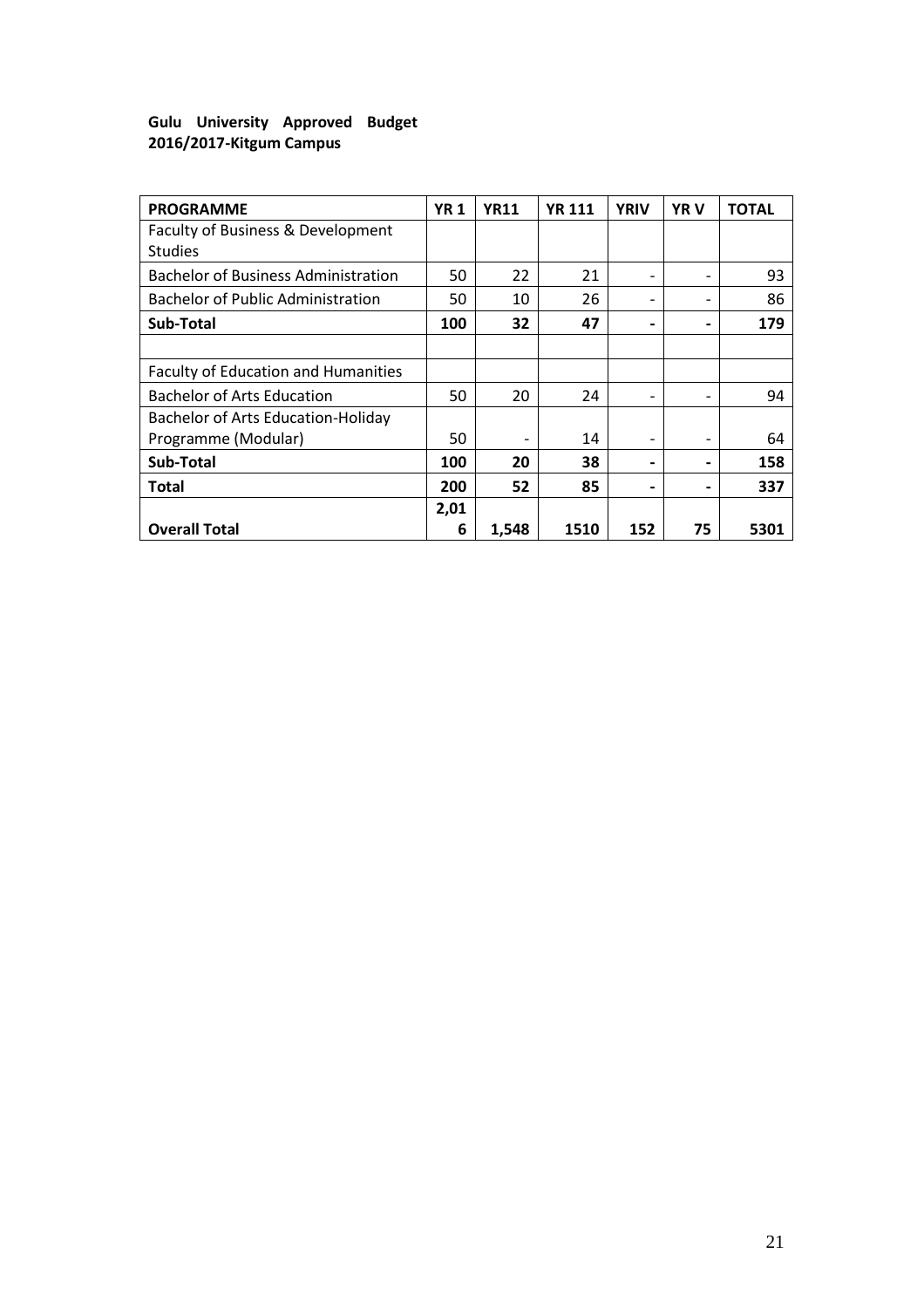**Gulu University Approved Budget 2016/2017-Kitgum Campus**

| PROGRAMME | YR 1 | YR11 | YR 111 | YRIV | YR V | TOTAL |
|---|---|---|---|---|---|---|
| Faculty of Business & Development Studies | | | | | | |
| Bachelor of Business Administration | 50 | 22 | 21 | - | - | 93 |
| Bachelor of Public Administration | 50 | 10 | 26 | - | - | 86 |
| **Sub-Total** | **100** | **32** | **47** | **-** | **-** | **179** |
| | | | | | | |
| Faculty of Education and Humanities | | | | | | |
| Bachelor of Arts Education | 50 | 20 | 24 | - | - | 94 |
| Bachelor of Arts Education-Holiday Programme (Modular) | 50 | - | 14 | - | - | 64 |
| **Sub-Total** | **100** | **20** | **38** | **-** | **-** | **158** |
| **Total** | **200** | **52** | **85** | **-** | **-** | **337** |
| **Overall Total** | **2,016** | **1,548** | **1510** | **152** | **75** | **5301** |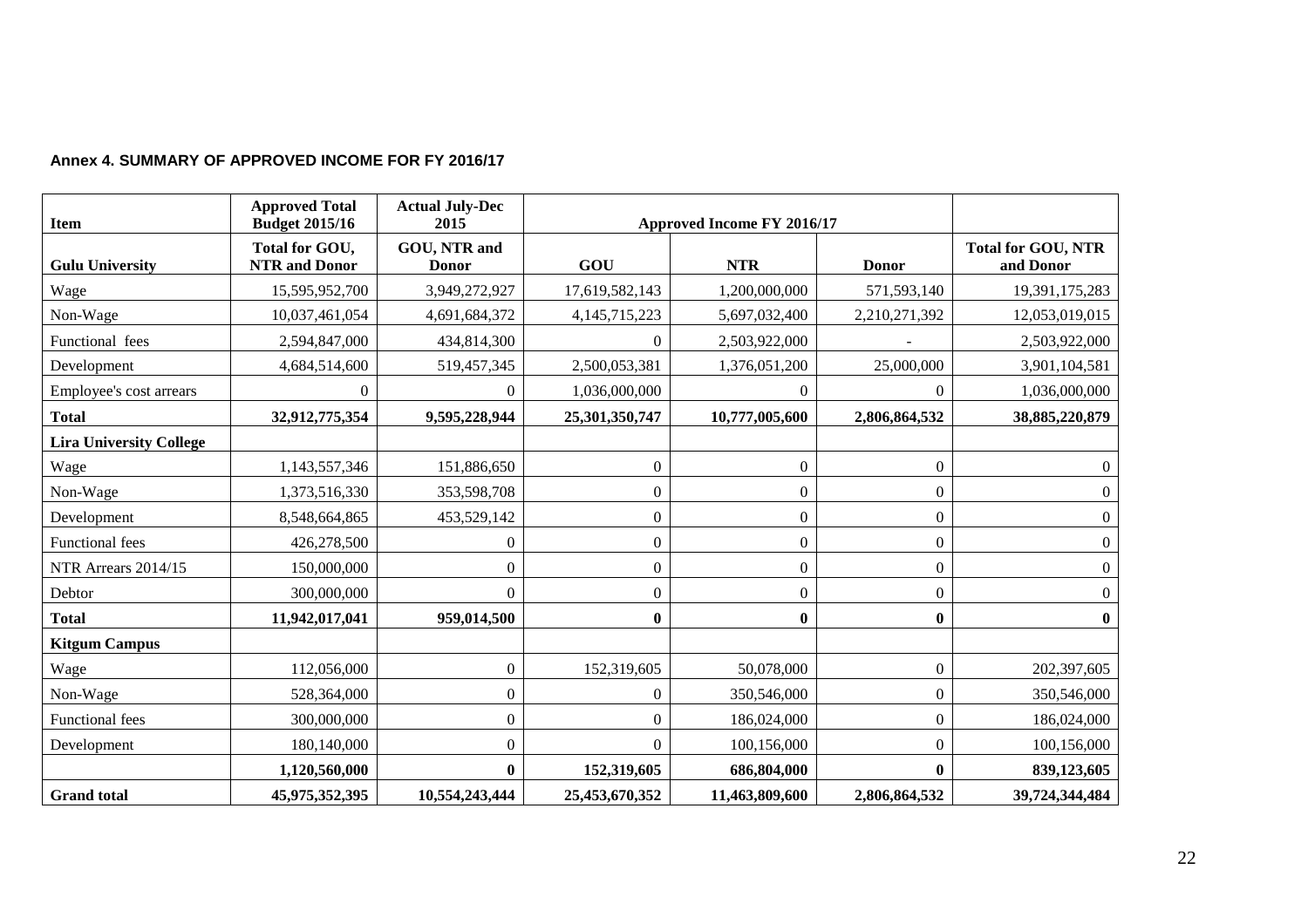**Annex 4. SUMMARY OF APPROVED INCOME FOR FY 2016/17**

| Item | Approved Total Budget 2015/16 | Actual July-Dec 2015 | Approved Income FY 2016/17 | | | |
|---|---|---|---|---|---|---|
| **Gulu University** | **Total for GOU, NTR and Donor** | **GOU, NTR and Donor** | **GOU** | **NTR** | **Donor** | **Total for GOU, NTR and Donor** |
| Wage | 15,595,952,700 | 3,949,272,927 | 17,619,582,143 | 1,200,000,000 | 571,593,140 | 19,391,175,283 |
| Non-Wage | 10,037,461,054 | 4,691,684,372 | 4,145,715,223 | 5,697,032,400 | 2,210,271,392 | 12,053,019,015 |
| Functional fees | 2,594,847,000 | 434,814,300 | 0 | 2,503,922,000 | - | 2,503,922,000 |
| Development | 4,684,514,600 | 519,457,345 | 2,500,053,381 | 1,376,051,200 | 25,000,000 | 3,901,104,581 |
| Employee's cost arrears | 0 | 0 | 1,036,000,000 | 0 | 0 | 1,036,000,000 |
| **Total** | **32,912,775,354** | **9,595,228,944** | **25,301,350,747** | **10,777,005,600** | **2,806,864,532** | **38,885,220,879** |
| **Lira University College** | | | | | | |
| Wage | 1,143,557,346 | 151,886,650 | 0 | 0 | 0 | 0 |
| Non-Wage | 1,373,516,330 | 353,598,708 | 0 | 0 | 0 | 0 |
| Development | 8,548,664,865 | 453,529,142 | 0 | 0 | 0 | 0 |
| Functional fees | 426,278,500 | 0 | 0 | 0 | 0 | 0 |
| NTR Arrears 2014/15 | 150,000,000 | 0 | 0 | 0 | 0 | 0 |
| Debtor | 300,000,000 | 0 | 0 | 0 | 0 | 0 |
| **Total** | **11,942,017,041** | **959,014,500** | **0** | **0** | **0** | **0** |
| **Kitgum Campus** | | | | | | |
| Wage | 112,056,000 | 0 | 152,319,605 | 50,078,000 | 0 | 202,397,605 |
| Non-Wage | 528,364,000 | 0 | 0 | 350,546,000 | 0 | 350,546,000 |
| Functional fees | 300,000,000 | 0 | 0 | 186,024,000 | 0 | 186,024,000 |
| Development | 180,140,000 | 0 | 0 | 100,156,000 | 0 | 100,156,000 |
| | **1,120,560,000** | **0** | **152,319,605** | **686,804,000** | **0** | **839,123,605** |
| **Grand total** | **45,975,352,395** | **10,554,243,444** | **25,453,670,352** | **11,463,809,600** | **2,806,864,532** | **39,724,344,484** |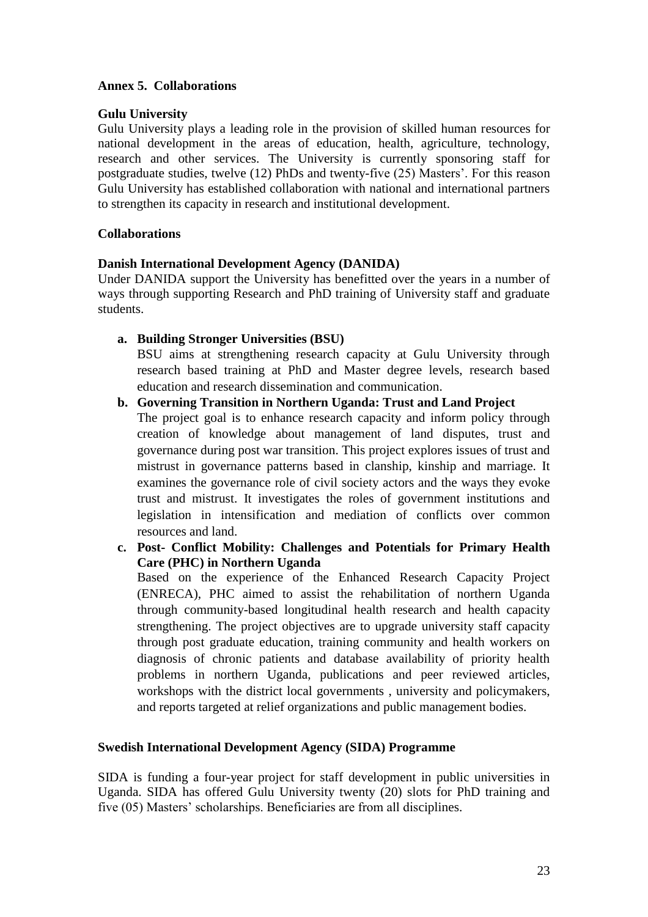## Annex 5. Collaborations

### Gulu University

Gulu University plays a leading role in the provision of skilled human resources for national development in the areas of education, health, agriculture, technology, research and other services. The University is currently sponsoring staff for postgraduate studies, twelve (12) PhDs and twenty-five (25) Masters'. For this reason Gulu University has established collaboration with national and international partners to strengthen its capacity in research and institutional development.

### Collaborations

#### Danish International Development Agency (DANIDA)

Under DANIDA support the University has benefitted over the years in a number of ways through supporting Research and PhD training of University staff and graduate students.

a. **Building Stronger Universities (BSU)**
   BSU aims at strengthening research capacity at Gulu University through research based training at PhD and Master degree levels, research based education and research dissemination and communication.

b. **Governing Transition in Northern Uganda: Trust and Land Project**
   The project goal is to enhance research capacity and inform policy through creation of knowledge about management of land disputes, trust and governance during post war transition. This project explores issues of trust and mistrust in governance patterns based in clanship, kinship and marriage. It examines the governance role of civil society actors and the ways they evoke trust and mistrust. It investigates the roles of government institutions and legislation in intensification and mediation of conflicts over common resources and land.

c. **Post- Conflict Mobility: Challenges and Potentials for Primary Health Care (PHC) in Northern Uganda**
   Based on the experience of the Enhanced Research Capacity Project (ENRECA), PHC aimed to assist the rehabilitation of northern Uganda through community-based longitudinal health research and health capacity strengthening. The project objectives are to upgrade university staff capacity through post graduate education, training community and health workers on diagnosis of chronic patients and database availability of priority health problems in northern Uganda, publications and peer reviewed articles, workshops with the district local governments , university and policymakers, and reports targeted at relief organizations and public management bodies.

#### Swedish International Development Agency (SIDA) Programme

SIDA is funding a four-year project for staff development in public universities in Uganda. SIDA has offered Gulu University twenty (20) slots for PhD training and five (05) Masters' scholarships. Beneficiaries are from all disciplines.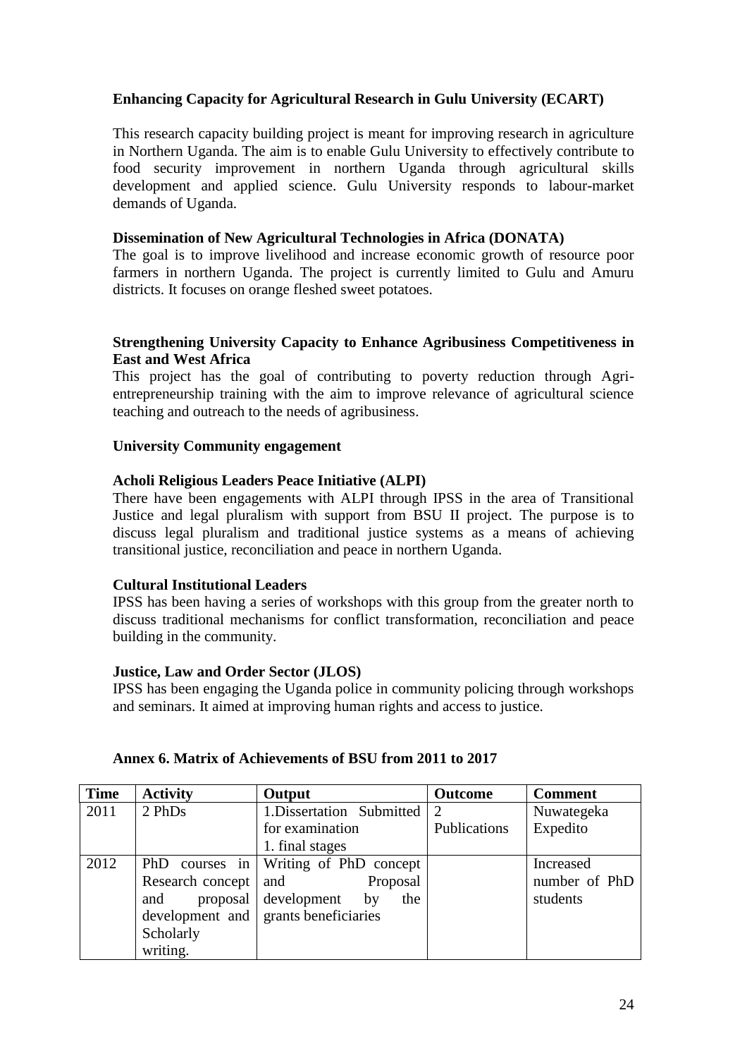**Enhancing Capacity for Agricultural Research in Gulu University (ECART)**

This research capacity building project is meant for improving research in agriculture in Northern Uganda. The aim is to enable Gulu University to effectively contribute to food security improvement in northern Uganda through agricultural skills development and applied science. Gulu University responds to labour-market demands of Uganda.

**Dissemination of New Agricultural Technologies in Africa (DONATA)**

The goal is to improve livelihood and increase economic growth of resource poor farmers in northern Uganda. The project is currently limited to Gulu and Amuru districts. It focuses on orange fleshed sweet potatoes.

**Strengthening University Capacity to Enhance Agribusiness Competitiveness in East and West Africa**

This project has the goal of contributing to poverty reduction through Agri-entrepreneurship training with the aim to improve relevance of agricultural science teaching and outreach to the needs of agribusiness.

**University Community engagement**

**Acholi Religious Leaders Peace Initiative (ALPI)**

There have been engagements with ALPI through IPSS in the area of Transitional Justice and legal pluralism with support from BSU II project. The purpose is to discuss legal pluralism and traditional justice systems as a means of achieving transitional justice, reconciliation and peace in northern Uganda.

**Cultural Institutional Leaders**

IPSS has been having a series of workshops with this group from the greater north to discuss traditional mechanisms for conflict transformation, reconciliation and peace building in the community.

**Justice, Law and Order Sector (JLOS)**

IPSS has been engaging the Uganda police in community policing through workshops and seminars. It aimed at improving human rights and access to justice.

**Annex 6. Matrix of Achievements of BSU from 2011 to 2017**

| Time | Activity | Output | Outcome | Comment |
|---|---|---|---|---|
| 2011 | 2 PhDs | 1.Dissertation Submitted for examination<br>1. final stages | 2 Publications | Nuwategeka Expedito |
| 2012 | PhD courses in Research concept and proposal development and Scholarly writing. | Writing of PhD concept and Proposal development by the grants beneficiaries | | Increased number of PhD students |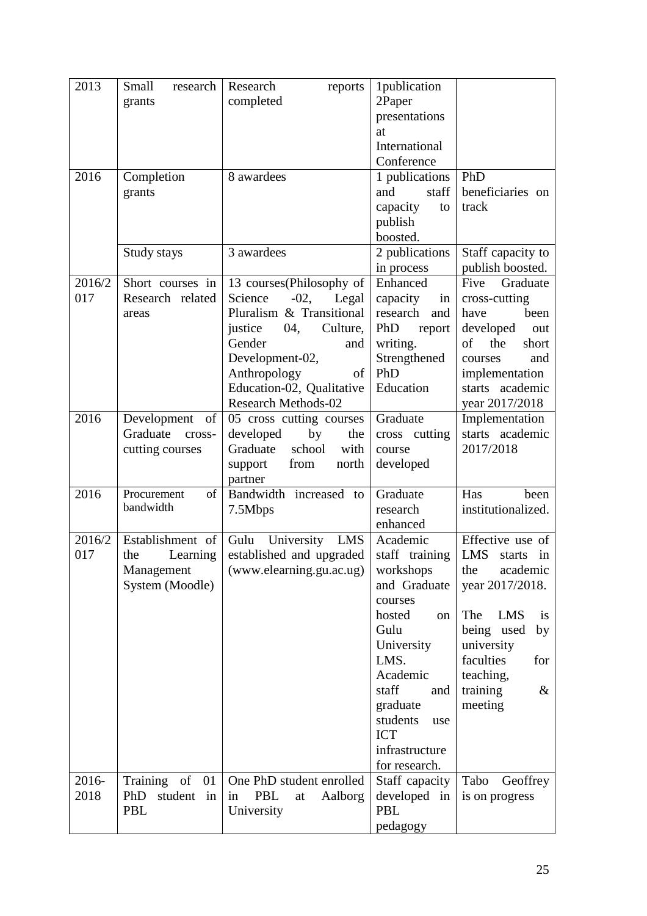| 2013 | Small research grants | Research reports completed | 1publication 2Paper presentations at International Conference | |
|---|---|---|---|---|
| 2016 | Completion grants | 8 awardees | 1 publications and staff capacity to publish boosted. | PhD beneficiaries on track |
| | Study stays | 3 awardees | 2 publications in process | Staff capacity to publish boosted. |
| 2016/2017 | Short courses in Research related areas | 13 courses(Philosophy of Science -02, Legal Pluralism & Transitional justice 04, Culture, Gender and Development-02, Anthropology of Education-02, Qualitative Research Methods-02 | Enhanced capacity in research and PhD report writing. Strengthened PhD Education | Five Graduate cross-cutting have been developed out of the short courses and implementation starts academic year 2017/2018 |
| 2016 | Development of Graduate cross-cutting courses | 05 cross cutting courses developed by the Graduate school with support from north partner | Graduate cross cutting course developed | Implementation starts academic 2017/2018 |
| 2016 | Procurement of bandwidth | Bandwidth increased to 7.5Mbps | Graduate research enhanced | Has been institutionalized. |
| 2016/2017 | Establishment of the Learning Management System (Moodle) | Gulu University LMS established and upgraded (www.elearning.gu.ac.ug) | Academic staff training workshops and Graduate courses hosted on Gulu University LMS. Academic staff and graduate students use ICT infrastructure for research. | Effective use of LMS starts in the academic year 2017/2018. The LMS is being used by university faculties for teaching, training & meeting |
| 2016-2018 | Training of 01 PhD student in PBL | One PhD student enrolled in PBL at Aalborg University | Staff capacity developed in PBL pedagogy | Tabo Geoffrey is on progress |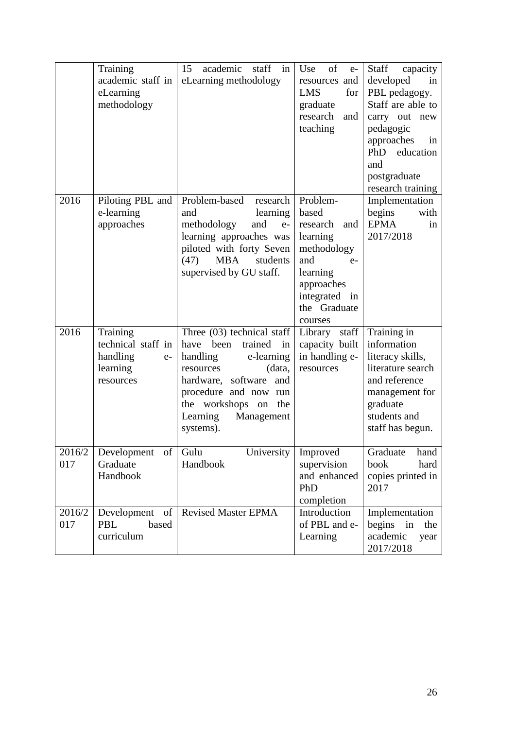| | | | | |
|---|---|---|---|---|
| | Training academic staff in eLearning methodology | 15 academic staff in eLearning methodology | Use of e-resources and LMS for graduate research and teaching | Staff capacity developed in PBL pedagogy. Staff are able to carry out new pedagogic approaches in PhD education and postgraduate research training |
| 2016 | Piloting PBL and e-learning approaches | Problem-based research and learning methodology and e-learning approaches was piloted with forty Seven (47) MBA students supervised by GU staff. | Problem-based research and learning methodology and e-learning approaches integrated in the Graduate courses | Implementation begins with EPMA in 2017/2018 |
| 2016 | Training technical staff in handling e-learning resources | Three (03) technical staff have been trained in handling e-learning resources (data, hardware, software and procedure and now run the workshops on the Learning Management systems). | Library staff capacity built in handling e-resources | Training in information literacy skills, literature search and reference management for graduate students and staff has begun. |
| 2016/2017 | Development of Graduate Handbook | Gulu University Handbook | Improved supervision and enhanced PhD completion | Graduate hand book hard copies printed in 2017 |
| 2016/2017 | Development of PBL based curriculum | Revised Master EPMA | Introduction of PBL and e-Learning | Implementation begins in the academic year 2017/2018 |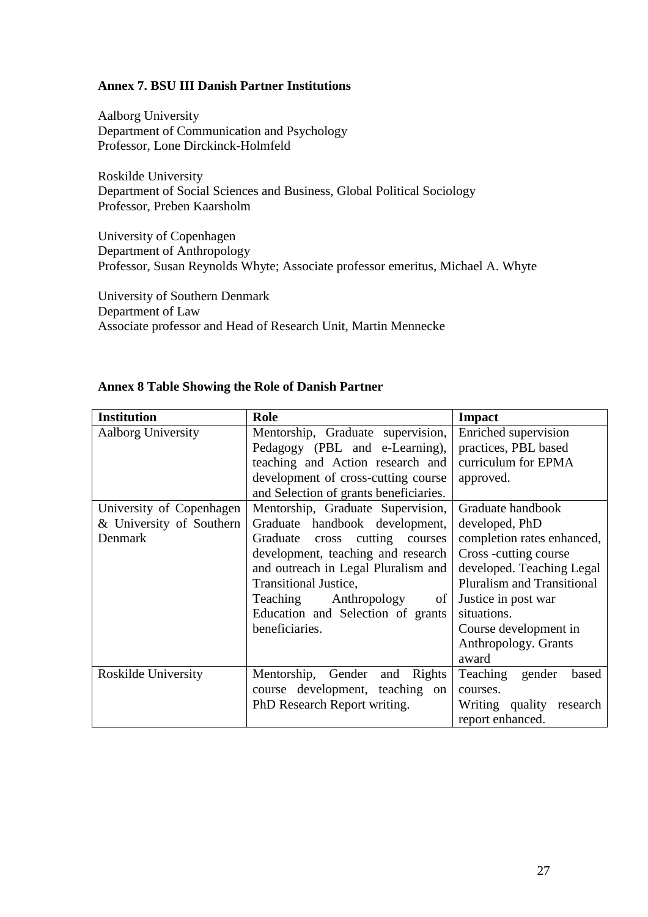**Annex 7. BSU III Danish Partner Institutions**

Aalborg University
Department of Communication and Psychology
Professor, Lone Dirckinck-Holmfeld

Roskilde University
Department of Social Sciences and Business, Global Political Sociology
Professor, Preben Kaarsholm

University of Copenhagen
Department of Anthropology
Professor, Susan Reynolds Whyte; Associate professor emeritus, Michael A. Whyte

University of Southern Denmark
Department of Law
Associate professor and Head of Research Unit, Martin Mennecke

**Annex 8 Table Showing the Role of Danish Partner**

| Institution | Role | Impact |
|---|---|---|
| Aalborg University | Mentorship, Graduate supervision, Pedagogy (PBL and e-Learning), teaching and Action research and development of cross-cutting course and Selection of grants beneficiaries. | Enriched supervision practices, PBL based curriculum for EPMA approved. |
| University of Copenhagen & University of Southern Denmark | Mentorship, Graduate Supervision, Graduate handbook development, Graduate cross cutting courses development, teaching and research and outreach in Legal Pluralism and Transitional Justice, Teaching Anthropology of Education and Selection of grants beneficiaries. | Graduate handbook developed, PhD completion rates enhanced, Cross -cutting course developed. Teaching Legal Pluralism and Transitional Justice in post war situations. Course development in Anthropology. Grants award |
| Roskilde University | Mentorship, Gender and Rights course development, teaching on PhD Research Report writing. | Teaching gender based courses. Writing quality research report enhanced. |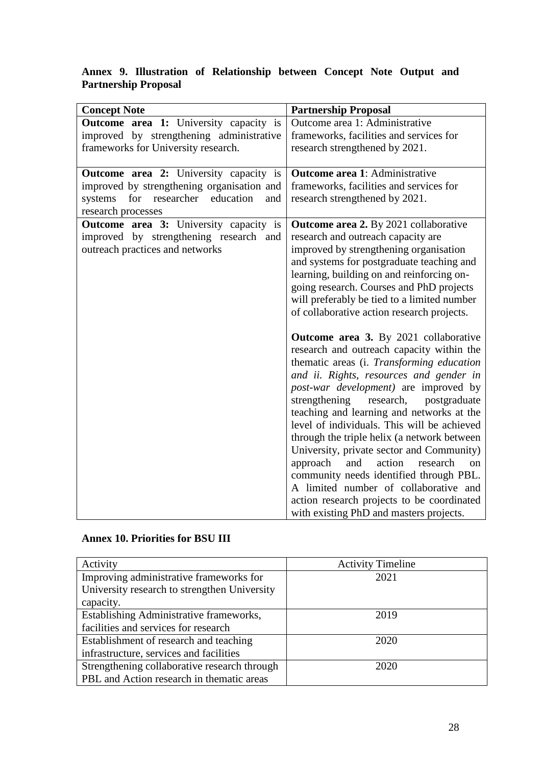## Annex 9. Illustration of Relationship between Concept Note Output and Partnership Proposal

| Concept Note | Partnership Proposal |
|---|---|
| **Outcome area 1:** University capacity is improved by strengthening administrative frameworks for University research. | Outcome area 1: Administrative frameworks, facilities and services for research strengthened by 2021. |
| **Outcome area 2:** University capacity is improved by strengthening organisation and systems for researcher education and research processes | **Outcome area 1**: Administrative frameworks, facilities and services for research strengthened by 2021. |
| **Outcome area 3:** University capacity is improved by strengthening research and outreach practices and networks | **Outcome area 2.** By 2021 collaborative research and outreach capacity are improved by strengthening organisation and systems for postgraduate teaching and learning, building on and reinforcing on-going research. Courses and PhD projects will preferably be tied to a limited number of collaborative action research projects.<br><br>**Outcome area 3.** By 2021 collaborative research and outreach capacity within the thematic areas (i. *Transforming education and ii. Rights, resources and gender in post-war development)* are improved by strengthening research, postgraduate teaching and learning and networks at the level of individuals. This will be achieved through the triple helix (a network between University, private sector and Community) approach and action research on community needs identified through PBL. A limited number of collaborative and action research projects to be coordinated with existing PhD and masters projects. |

## Annex 10. Priorities for BSU III

| Activity | Activity Timeline |
|---|---|
| Improving administrative frameworks for University research to strengthen University capacity. | 2021 |
| Establishing Administrative frameworks, facilities and services for research | 2019 |
| Establishment of research and teaching infrastructure, services and facilities | 2020 |
| Strengthening collaborative research through PBL and Action research in thematic areas | 2020 |